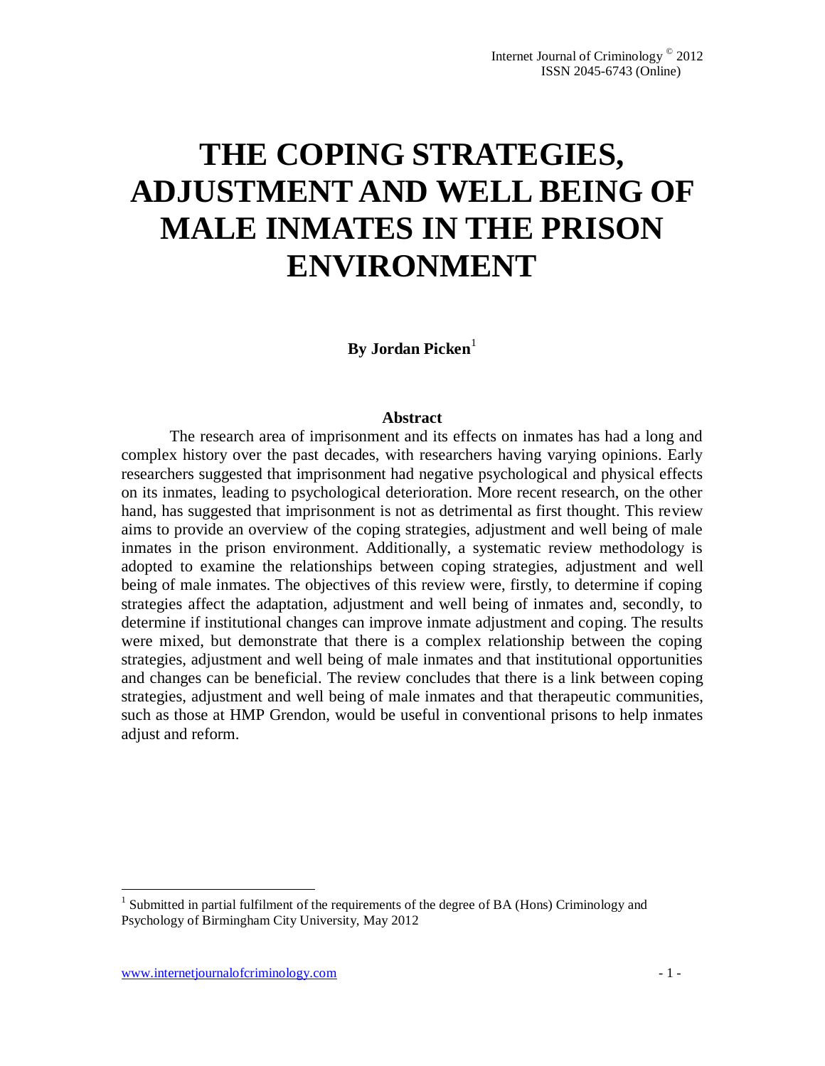# THE COPING STRATEGIES, ADJUSTMENT AND WELL BEING OF MALE INMATES IN THE PRISON ENVIRONMENT

**By Jordan Picken**[1]

## Abstract

The research area of imprisonment and its effects on inmates has had a long and complex history over the past decades, with researchers having varying opinions. Early researchers suggested that imprisonment had negative psychological and physical effects on its inmates, leading to psychological deterioration. More recent research, on the other hand, has suggested that imprisonment is not as detrimental as first thought. This review aims to provide an overview of the coping strategies, adjustment and well being of male inmates in the prison environment. Additionally, a systematic review methodology is adopted to examine the relationships between coping strategies, adjustment and well being of male inmates. The objectives of this review were, firstly, to determine if coping strategies affect the adaptation, adjustment and well being of inmates and, secondly, to determine if institutional changes can improve inmate adjustment and coping. The results were mixed, but demonstrate that there is a complex relationship between the coping strategies, adjustment and well being of male inmates and that institutional opportunities and changes can be beneficial. The review concludes that there is a link between coping strategies, adjustment and well being of male inmates and that therapeutic communities, such as those at HMP Grendon, would be useful in conventional prisons to help inmates adjust and reform.

---

[1] Submitted in partial fulfilment of the requirements of the degree of BA (Hons) Criminology and Psychology of Birmingham City University, May 2012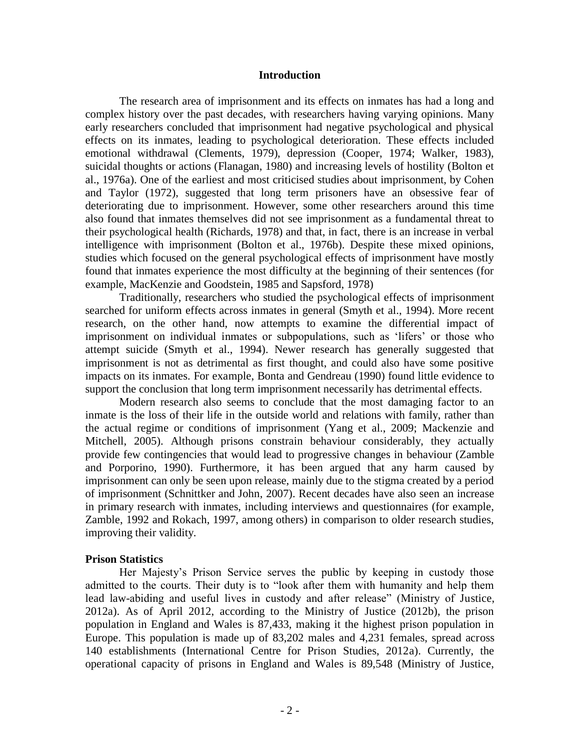## Introduction

The research area of imprisonment and its effects on inmates has had a long and complex history over the past decades, with researchers having varying opinions. Many early researchers concluded that imprisonment had negative psychological and physical effects on its inmates, leading to psychological deterioration. These effects included emotional withdrawal (Clements, 1979), depression (Cooper, 1974; Walker, 1983), suicidal thoughts or actions (Flanagan, 1980) and increasing levels of hostility (Bolton et al., 1976a). One of the earliest and most criticised studies about imprisonment, by Cohen and Taylor (1972), suggested that long term prisoners have an obsessive fear of deteriorating due to imprisonment. However, some other researchers around this time also found that inmates themselves did not see imprisonment as a fundamental threat to their psychological health (Richards, 1978) and that, in fact, there is an increase in verbal intelligence with imprisonment (Bolton et al., 1976b). Despite these mixed opinions, studies which focused on the general psychological effects of imprisonment have mostly found that inmates experience the most difficulty at the beginning of their sentences (for example, MacKenzie and Goodstein, 1985 and Sapsford, 1978)

Traditionally, researchers who studied the psychological effects of imprisonment searched for uniform effects across inmates in general (Smyth et al., 1994). More recent research, on the other hand, now attempts to examine the differential impact of imprisonment on individual inmates or subpopulations, such as 'lifers' or those who attempt suicide (Smyth et al., 1994). Newer research has generally suggested that imprisonment is not as detrimental as first thought, and could also have some positive impacts on its inmates. For example, Bonta and Gendreau (1990) found little evidence to support the conclusion that long term imprisonment necessarily has detrimental effects.

Modern research also seems to conclude that the most damaging factor to an inmate is the loss of their life in the outside world and relations with family, rather than the actual regime or conditions of imprisonment (Yang et al., 2009; Mackenzie and Mitchell, 2005). Although prisons constrain behaviour considerably, they actually provide few contingencies that would lead to progressive changes in behaviour (Zamble and Porporino, 1990). Furthermore, it has been argued that any harm caused by imprisonment can only be seen upon release, mainly due to the stigma created by a period of imprisonment (Schnittker and John, 2007). Recent decades have also seen an increase in primary research with inmates, including interviews and questionnaires (for example, Zamble, 1992 and Rokach, 1997, among others) in comparison to older research studies, improving their validity.

### Prison Statistics

Her Majesty's Prison Service serves the public by keeping in custody those admitted to the courts. Their duty is to "look after them with humanity and help them lead law-abiding and useful lives in custody and after release" (Ministry of Justice, 2012a). As of April 2012, according to the Ministry of Justice (2012b), the prison population in England and Wales is 87,433, making it the highest prison population in Europe. This population is made up of 83,202 males and 4,231 females, spread across 140 establishments (International Centre for Prison Studies, 2012a). Currently, the operational capacity of prisons in England and Wales is 89,548 (Ministry of Justice,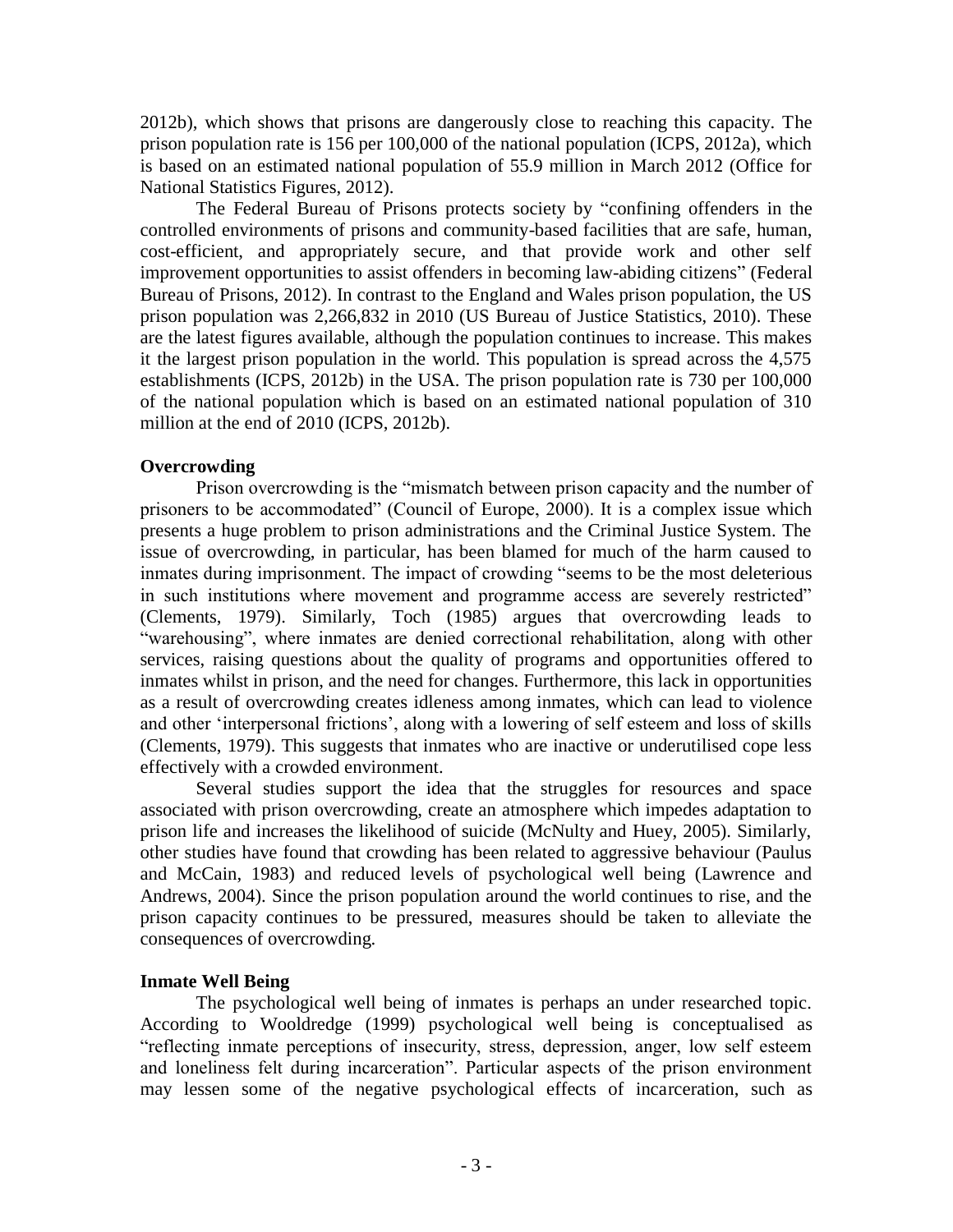2012b), which shows that prisons are dangerously close to reaching this capacity. The prison population rate is 156 per 100,000 of the national population (ICPS, 2012a), which is based on an estimated national population of 55.9 million in March 2012 (Office for National Statistics Figures, 2012).

The Federal Bureau of Prisons protects society by "confining offenders in the controlled environments of prisons and community-based facilities that are safe, human, cost-efficient, and appropriately secure, and that provide work and other self improvement opportunities to assist offenders in becoming law-abiding citizens" (Federal Bureau of Prisons, 2012). In contrast to the England and Wales prison population, the US prison population was 2,266,832 in 2010 (US Bureau of Justice Statistics, 2010). These are the latest figures available, although the population continues to increase. This makes it the largest prison population in the world. This population is spread across the 4,575 establishments (ICPS, 2012b) in the USA. The prison population rate is 730 per 100,000 of the national population which is based on an estimated national population of 310 million at the end of 2010 (ICPS, 2012b).

**Overcrowding**

Prison overcrowding is the "mismatch between prison capacity and the number of prisoners to be accommodated" (Council of Europe, 2000). It is a complex issue which presents a huge problem to prison administrations and the Criminal Justice System. The issue of overcrowding, in particular, has been blamed for much of the harm caused to inmates during imprisonment. The impact of crowding "seems to be the most deleterious in such institutions where movement and programme access are severely restricted" (Clements, 1979). Similarly, Toch (1985) argues that overcrowding leads to "warehousing", where inmates are denied correctional rehabilitation, along with other services, raising questions about the quality of programs and opportunities offered to inmates whilst in prison, and the need for changes. Furthermore, this lack in opportunities as a result of overcrowding creates idleness among inmates, which can lead to violence and other 'interpersonal frictions', along with a lowering of self esteem and loss of skills (Clements, 1979). This suggests that inmates who are inactive or underutilised cope less effectively with a crowded environment.

Several studies support the idea that the struggles for resources and space associated with prison overcrowding, create an atmosphere which impedes adaptation to prison life and increases the likelihood of suicide (McNulty and Huey, 2005). Similarly, other studies have found that crowding has been related to aggressive behaviour (Paulus and McCain, 1983) and reduced levels of psychological well being (Lawrence and Andrews, 2004). Since the prison population around the world continues to rise, and the prison capacity continues to be pressured, measures should be taken to alleviate the consequences of overcrowding.

**Inmate Well Being**

The psychological well being of inmates is perhaps an under researched topic. According to Wooldredge (1999) psychological well being is conceptualised as "reflecting inmate perceptions of insecurity, stress, depression, anger, low self esteem and loneliness felt during incarceration". Particular aspects of the prison environment may lessen some of the negative psychological effects of incarceration, such as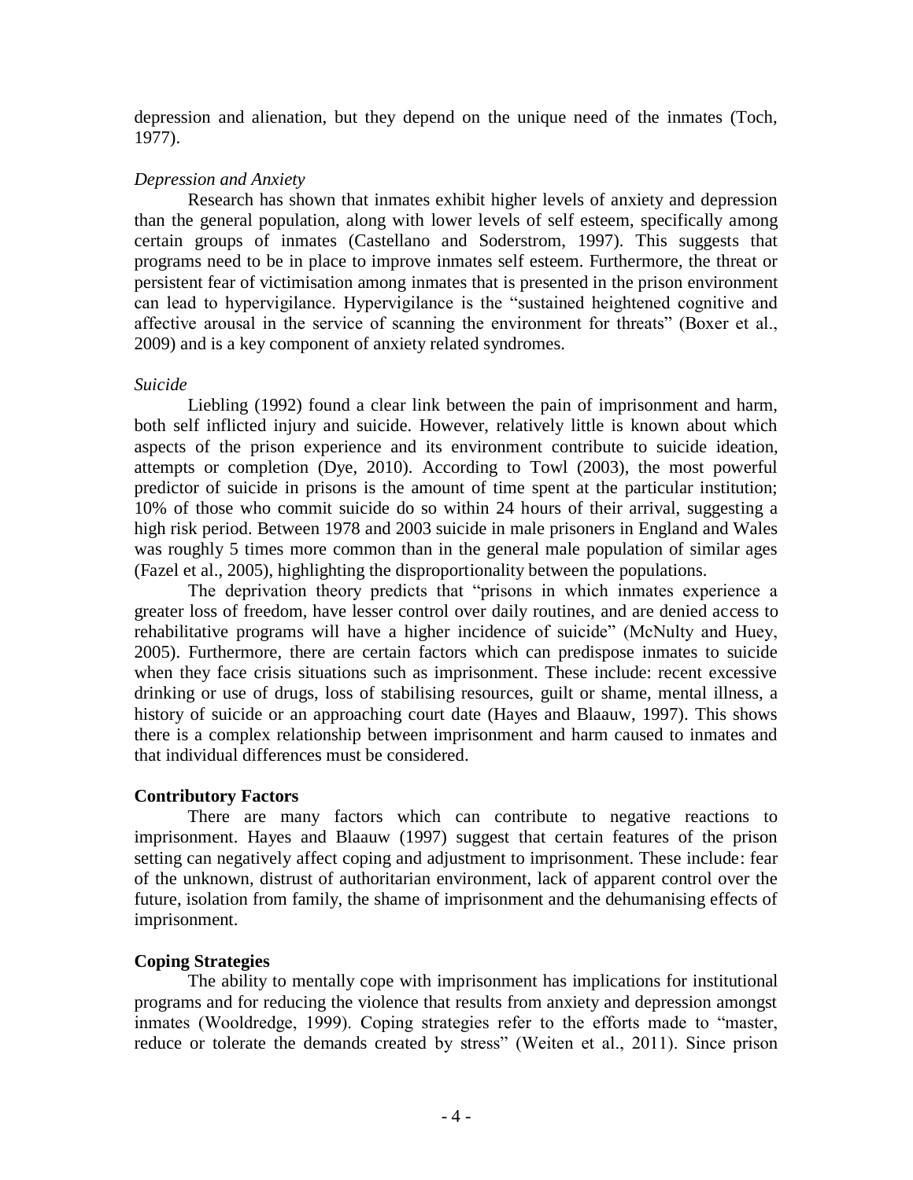depression and alienation, but they depend on the unique need of the inmates (Toch, 1977).

### *Depression and Anxiety*

Research has shown that inmates exhibit higher levels of anxiety and depression than the general population, along with lower levels of self esteem, specifically among certain groups of inmates (Castellano and Soderstrom, 1997). This suggests that programs need to be in place to improve inmates self esteem. Furthermore, the threat or persistent fear of victimisation among inmates that is presented in the prison environment can lead to hypervigilance. Hypervigilance is the "sustained heightened cognitive and affective arousal in the service of scanning the environment for threats" (Boxer et al., 2009) and is a key component of anxiety related syndromes.

### *Suicide*

Liebling (1992) found a clear link between the pain of imprisonment and harm, both self inflicted injury and suicide. However, relatively little is known about which aspects of the prison experience and its environment contribute to suicide ideation, attempts or completion (Dye, 2010). According to Towl (2003), the most powerful predictor of suicide in prisons is the amount of time spent at the particular institution; 10% of those who commit suicide do so within 24 hours of their arrival, suggesting a high risk period. Between 1978 and 2003 suicide in male prisoners in England and Wales was roughly 5 times more common than in the general male population of similar ages (Fazel et al., 2005), highlighting the disproportionality between the populations.

The deprivation theory predicts that "prisons in which inmates experience a greater loss of freedom, have lesser control over daily routines, and are denied access to rehabilitative programs will have a higher incidence of suicide" (McNulty and Huey, 2005). Furthermore, there are certain factors which can predispose inmates to suicide when they face crisis situations such as imprisonment. These include: recent excessive drinking or use of drugs, loss of stabilising resources, guilt or shame, mental illness, a history of suicide or an approaching court date (Hayes and Blaauw, 1997). This shows there is a complex relationship between imprisonment and harm caused to inmates and that individual differences must be considered.

## **Contributory Factors**

There are many factors which can contribute to negative reactions to imprisonment. Hayes and Blaauw (1997) suggest that certain features of the prison setting can negatively affect coping and adjustment to imprisonment. These include: fear of the unknown, distrust of authoritarian environment, lack of apparent control over the future, isolation from family, the shame of imprisonment and the dehumanising effects of imprisonment.

## **Coping Strategies**

The ability to mentally cope with imprisonment has implications for institutional programs and for reducing the violence that results from anxiety and depression amongst inmates (Wooldredge, 1999). Coping strategies refer to the efforts made to "master, reduce or tolerate the demands created by stress" (Weiten et al., 2011). Since prison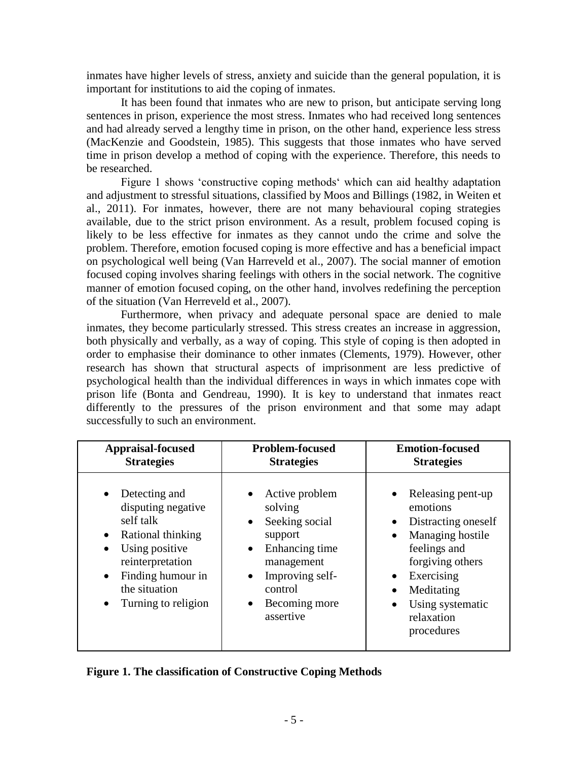inmates have higher levels of stress, anxiety and suicide than the general population, it is important for institutions to aid the coping of inmates.

It has been found that inmates who are new to prison, but anticipate serving long sentences in prison, experience the most stress. Inmates who had received long sentences and had already served a lengthy time in prison, on the other hand, experience less stress (MacKenzie and Goodstein, 1985). This suggests that those inmates who have served time in prison develop a method of coping with the experience. Therefore, this needs to be researched.

Figure 1 shows 'constructive coping methods' which can aid healthy adaptation and adjustment to stressful situations, classified by Moos and Billings (1982, in Weiten et al., 2011). For inmates, however, there are not many behavioural coping strategies available, due to the strict prison environment. As a result, problem focused coping is likely to be less effective for inmates as they cannot undo the crime and solve the problem. Therefore, emotion focused coping is more effective and has a beneficial impact on psychological well being (Van Harreveld et al., 2007). The social manner of emotion focused coping involves sharing feelings with others in the social network. The cognitive manner of emotion focused coping, on the other hand, involves redefining the perception of the situation (Van Herreveld et al., 2007).

Furthermore, when privacy and adequate personal space are denied to male inmates, they become particularly stressed. This stress creates an increase in aggression, both physically and verbally, as a way of coping. This style of coping is then adopted in order to emphasise their dominance to other inmates (Clements, 1979). However, other research has shown that structural aspects of imprisonment are less predictive of psychological health than the individual differences in ways in which inmates cope with prison life (Bonta and Gendreau, 1990). It is key to understand that inmates react differently to the pressures of the prison environment and that some may adapt successfully to such an environment.

| **Appraisal-focused Strategies** | **Problem-focused Strategies** | **Emotion-focused Strategies** |
|---|---|---|
| • Detecting and disputing negative self talk<br>• Rational thinking<br>• Using positive reinterpretation<br>• Finding humour in the situation<br>• Turning to religion | • Active problem solving<br>• Seeking social support<br>• Enhancing time management<br>• Improving self-control<br>• Becoming more assertive | • Releasing pent-up emotions<br>• Distracting oneself<br>• Managing hostile feelings and forgiving others<br>• Exercising<br>• Meditating<br>• Using systematic relaxation procedures |

**Figure 1. The classification of Constructive Coping Methods**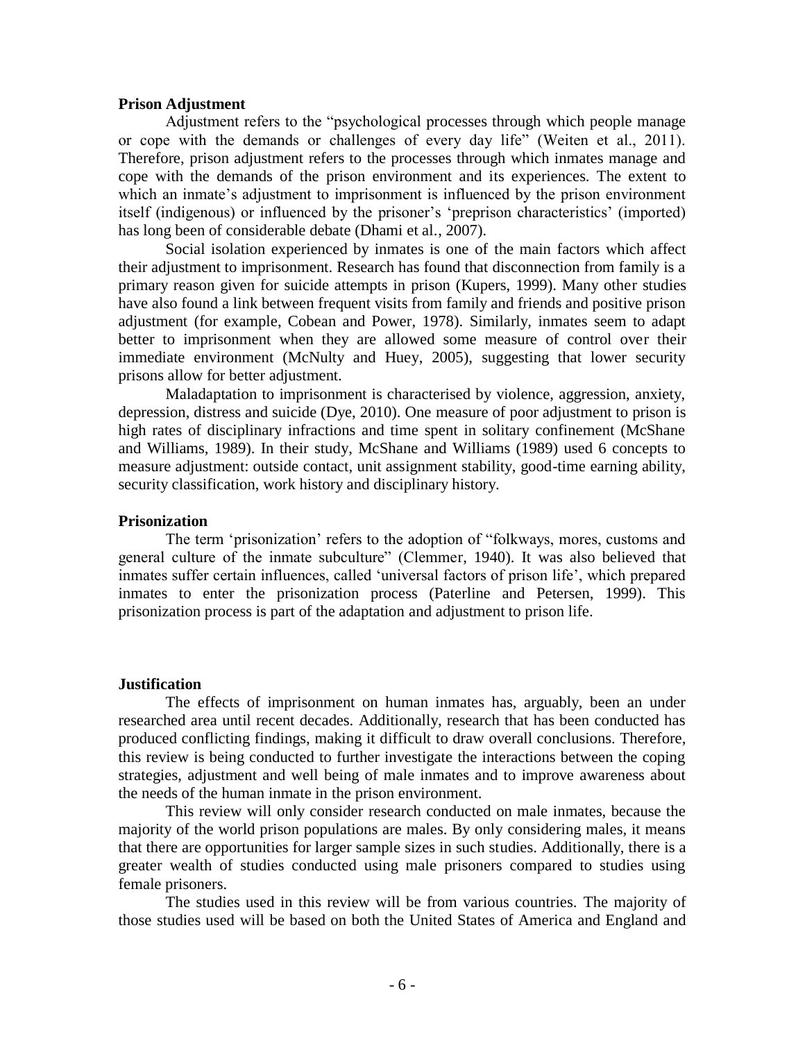**Prison Adjustment**

Adjustment refers to the "psychological processes through which people manage or cope with the demands or challenges of every day life" (Weiten et al., 2011). Therefore, prison adjustment refers to the processes through which inmates manage and cope with the demands of the prison environment and its experiences. The extent to which an inmate's adjustment to imprisonment is influenced by the prison environment itself (indigenous) or influenced by the prisoner's 'preprison characteristics' (imported) has long been of considerable debate (Dhami et al., 2007).

Social isolation experienced by inmates is one of the main factors which affect their adjustment to imprisonment. Research has found that disconnection from family is a primary reason given for suicide attempts in prison (Kupers, 1999). Many other studies have also found a link between frequent visits from family and friends and positive prison adjustment (for example, Cobean and Power, 1978). Similarly, inmates seem to adapt better to imprisonment when they are allowed some measure of control over their immediate environment (McNulty and Huey, 2005), suggesting that lower security prisons allow for better adjustment.

Maladaptation to imprisonment is characterised by violence, aggression, anxiety, depression, distress and suicide (Dye, 2010). One measure of poor adjustment to prison is high rates of disciplinary infractions and time spent in solitary confinement (McShane and Williams, 1989). In their study, McShane and Williams (1989) used 6 concepts to measure adjustment: outside contact, unit assignment stability, good-time earning ability, security classification, work history and disciplinary history.

**Prisonization**

The term 'prisonization' refers to the adoption of "folkways, mores, customs and general culture of the inmate subculture" (Clemmer, 1940). It was also believed that inmates suffer certain influences, called 'universal factors of prison life', which prepared inmates to enter the prisonization process (Paterline and Petersen, 1999). This prisonization process is part of the adaptation and adjustment to prison life.

**Justification**

The effects of imprisonment on human inmates has, arguably, been an under researched area until recent decades. Additionally, research that has been conducted has produced conflicting findings, making it difficult to draw overall conclusions. Therefore, this review is being conducted to further investigate the interactions between the coping strategies, adjustment and well being of male inmates and to improve awareness about the needs of the human inmate in the prison environment.

This review will only consider research conducted on male inmates, because the majority of the world prison populations are males. By only considering males, it means that there are opportunities for larger sample sizes in such studies. Additionally, there is a greater wealth of studies conducted using male prisoners compared to studies using female prisoners.

The studies used in this review will be from various countries. The majority of those studies used will be based on both the United States of America and England and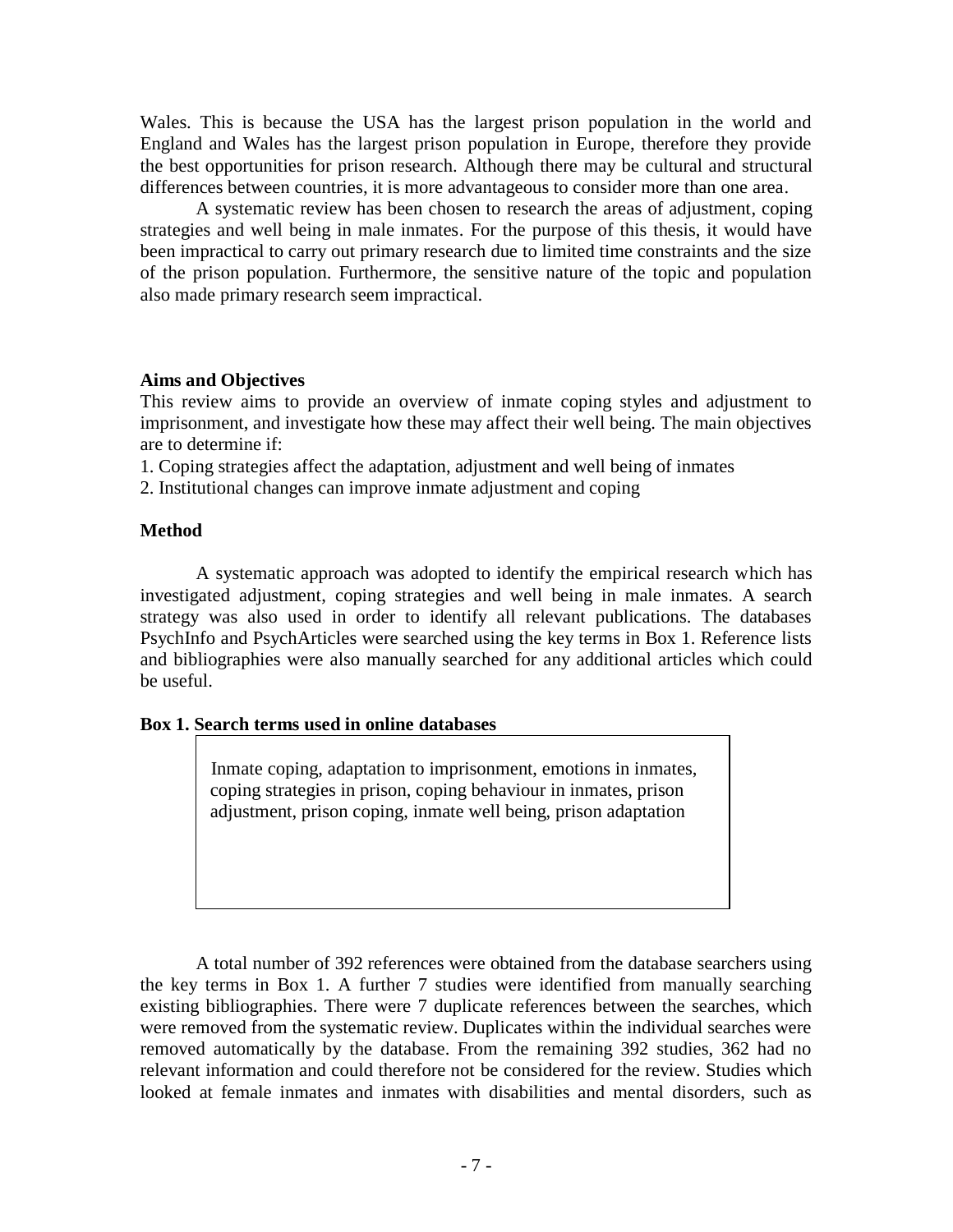Wales. This is because the USA has the largest prison population in the world and England and Wales has the largest prison population in Europe, therefore they provide the best opportunities for prison research. Although there may be cultural and structural differences between countries, it is more advantageous to consider more than one area.

A systematic review has been chosen to research the areas of adjustment, coping strategies and well being in male inmates. For the purpose of this thesis, it would have been impractical to carry out primary research due to limited time constraints and the size of the prison population. Furthermore, the sensitive nature of the topic and population also made primary research seem impractical.

**Aims and Objectives**

This review aims to provide an overview of inmate coping styles and adjustment to imprisonment, and investigate how these may affect their well being. The main objectives are to determine if:

1. Coping strategies affect the adaptation, adjustment and well being of inmates
2. Institutional changes can improve inmate adjustment and coping

**Method**

A systematic approach was adopted to identify the empirical research which has investigated adjustment, coping strategies and well being in male inmates. A search strategy was also used in order to identify all relevant publications. The databases PsychInfo and PsychArticles were searched using the key terms in Box 1. Reference lists and bibliographies were also manually searched for any additional articles which could be useful.

**Box 1. Search terms used in online databases**

> Inmate coping, adaptation to imprisonment, emotions in inmates, coping strategies in prison, coping behaviour in inmates, prison adjustment, prison coping, inmate well being, prison adaptation

A total number of 392 references were obtained from the database searchers using the key terms in Box 1. A further 7 studies were identified from manually searching existing bibliographies. There were 7 duplicate references between the searches, which were removed from the systematic review. Duplicates within the individual searches were removed automatically by the database. From the remaining 392 studies, 362 had no relevant information and could therefore not be considered for the review. Studies which looked at female inmates and inmates with disabilities and mental disorders, such as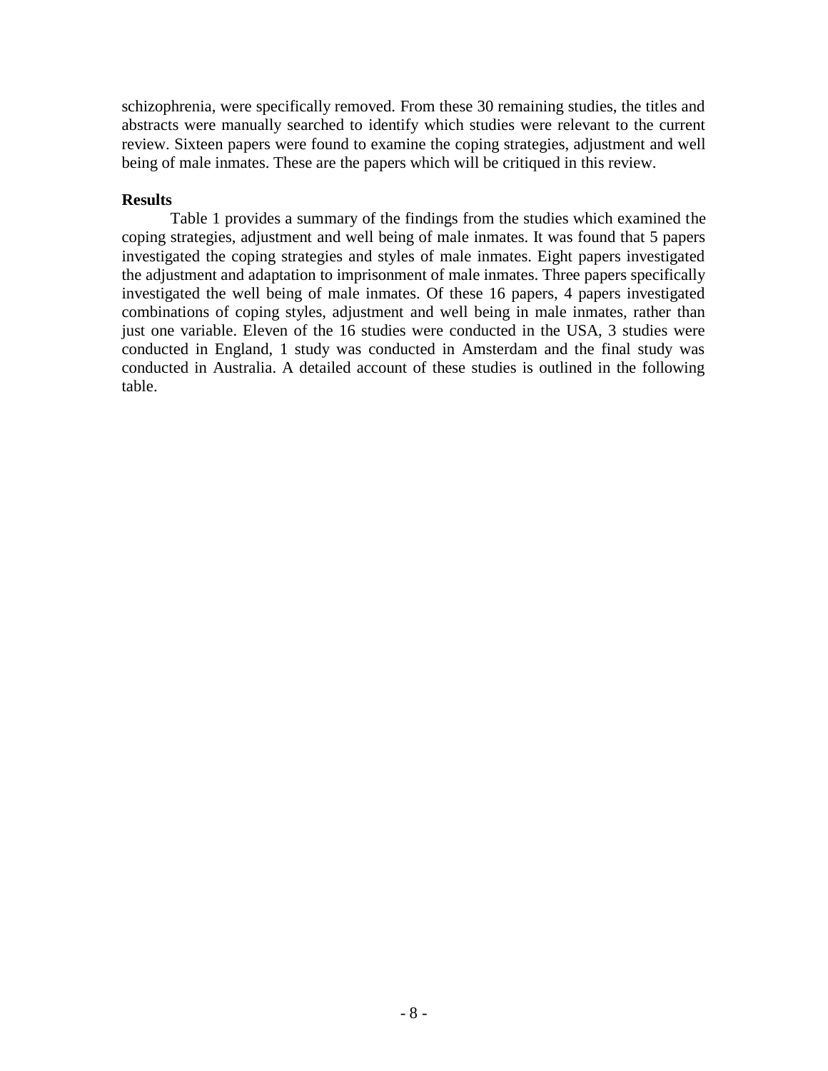schizophrenia, were specifically removed. From these 30 remaining studies, the titles and abstracts were manually searched to identify which studies were relevant to the current review. Sixteen papers were found to examine the coping strategies, adjustment and well being of male inmates. These are the papers which will be critiqued in this review.

**Results**

Table 1 provides a summary of the findings from the studies which examined the coping strategies, adjustment and well being of male inmates. It was found that 5 papers investigated the coping strategies and styles of male inmates. Eight papers investigated the adjustment and adaptation to imprisonment of male inmates. Three papers specifically investigated the well being of male inmates. Of these 16 papers, 4 papers investigated combinations of coping styles, adjustment and well being in male inmates, rather than just one variable. Eleven of the 16 studies were conducted in the USA, 3 studies were conducted in England, 1 study was conducted in Amsterdam and the final study was conducted in Australia. A detailed account of these studies is outlined in the following table.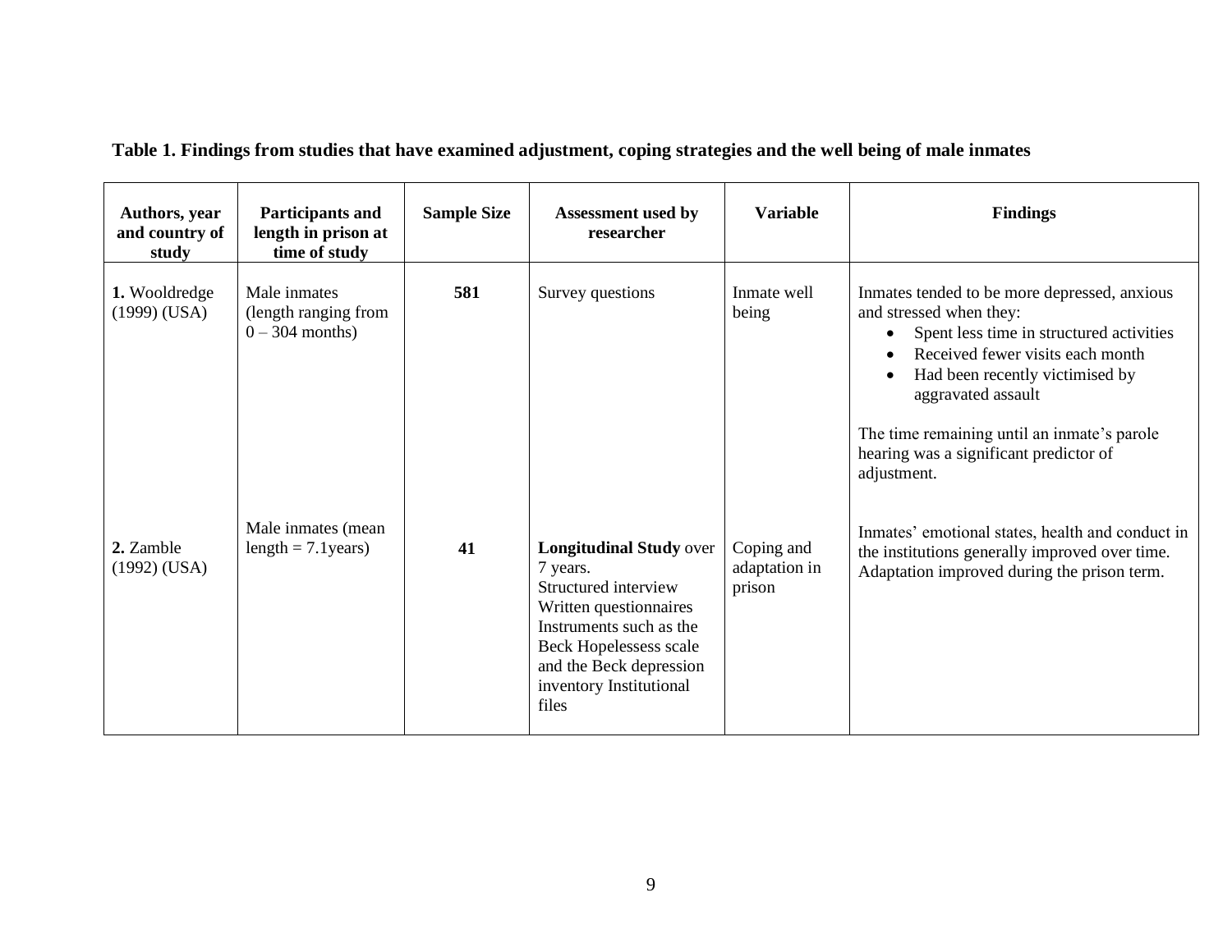**Table 1. Findings from studies that have examined adjustment, coping strategies and the well being of male inmates**

| Authors, year and country of study | Participants and length in prison at time of study | Sample Size | Assessment used by researcher | Variable | Findings |
|---|---|---|---|---|---|
| **1.** Wooldredge (1999) (USA) | Male inmates (length ranging from 0 – 304 months) | **581** | Survey questions | Inmate well being | Inmates tended to be more depressed, anxious and stressed when they: <br>• Spent less time in structured activities <br>• Received fewer visits each month <br>• Had been recently victimised by aggravated assault <br><br>The time remaining until an inmate's parole hearing was a significant predictor of adjustment. |
| **2.** Zamble (1992) (USA) | Male inmates (mean length = 7.1years) | **41** | **Longitudinal Study** over 7 years. <br>Structured interview <br>Written questionnaires <br>Instruments such as the Beck Hopelessess scale and the Beck depression inventory Institutional files | Coping and adaptation in prison | Inmates' emotional states, health and conduct in the institutions generally improved over time. Adaptation improved during the prison term. |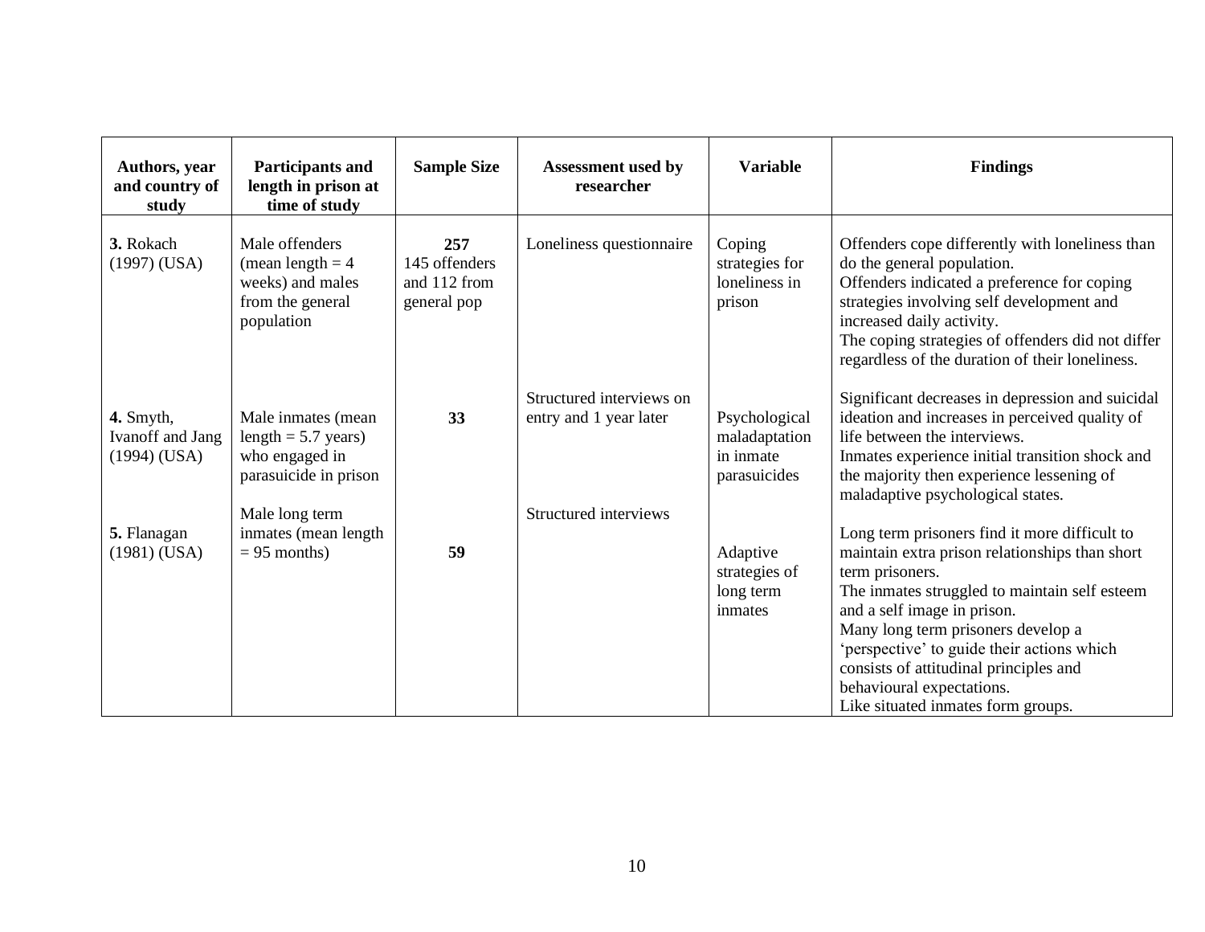| Authors, year and country of study | Participants and length in prison at time of study | Sample Size | Assessment used by researcher | Variable | Findings |
|---|---|---|---|---|---|
| **3.** Rokach (1997) (USA) | Male offenders (mean length = 4 weeks) and males from the general population | **257** 145 offenders and 112 from general pop | Loneliness questionnaire | Coping strategies for loneliness in prison | Offenders cope differently with loneliness than do the general population. Offenders indicated a preference for coping strategies involving self development and increased daily activity. The coping strategies of offenders did not differ regardless of the duration of their loneliness. |
| **4.** Smyth, Ivanoff and Jang (1994) (USA) | Male inmates (mean length = 5.7 years) who engaged in parasuicide in prison | **33** | Structured interviews on entry and 1 year later | Psychological maladaptation in inmate parasuicides | Significant decreases in depression and suicidal ideation and increases in perceived quality of life between the interviews. Inmates experience initial transition shock and the majority then experience lessening of maladaptive psychological states. |
| **5.** Flanagan (1981) (USA) | Male long term inmates (mean length = 95 months) | **59** | Structured interviews | Adaptive strategies of long term inmates | Long term prisoners find it more difficult to maintain extra prison relationships than short term prisoners. The inmates struggled to maintain self esteem and a self image in prison. Many long term prisoners develop a 'perspective' to guide their actions which consists of attitudinal principles and behavioural expectations. Like situated inmates form groups. |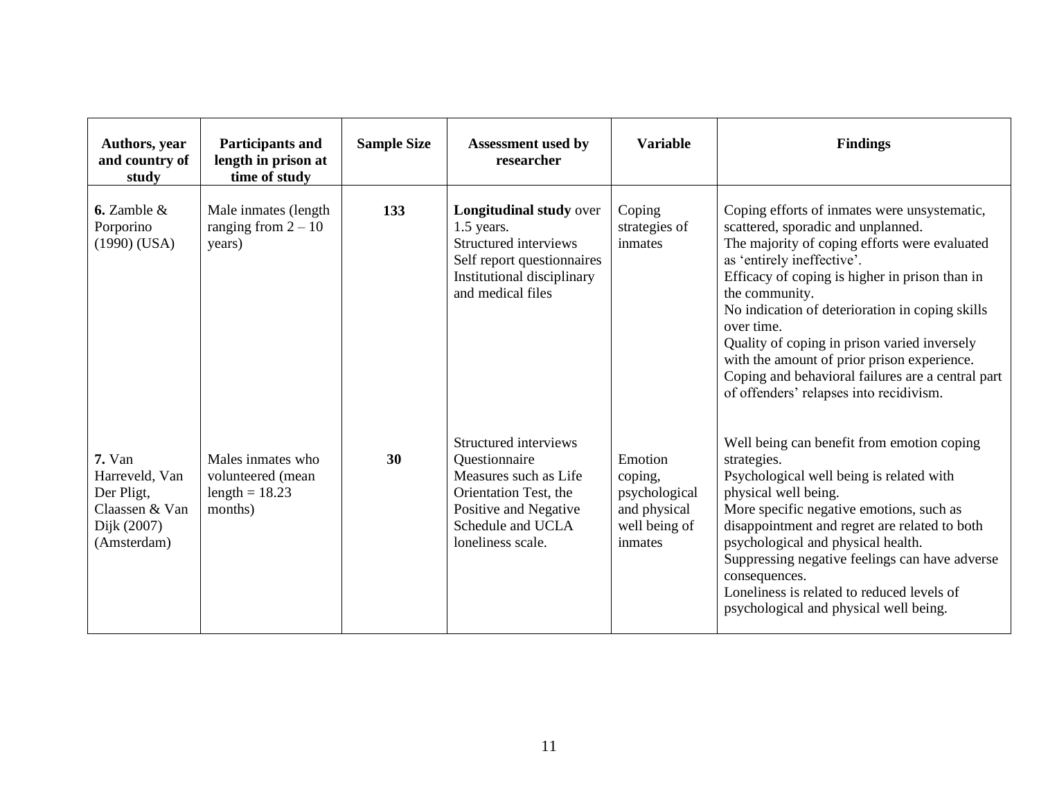| Authors, year and country of study | Participants and length in prison at time of study | Sample Size | Assessment used by researcher | Variable | Findings |
|---|---|---|---|---|---|
| **6.** Zamble & Porporino (1990) (USA) | Male inmates (length ranging from 2 – 10 years) | **133** | **Longitudinal study** over 1.5 years.<br>Structured interviews<br>Self report questionnaires<br>Institutional disciplinary and medical files | Coping strategies of inmates | Coping efforts of inmates were unsystematic, scattered, sporadic and unplanned.<br>The majority of coping efforts were evaluated as 'entirely ineffective'.<br>Efficacy of coping is higher in prison than in the community.<br>No indication of deterioration in coping skills over time.<br>Quality of coping in prison varied inversely with the amount of prior prison experience.<br>Coping and behavioral failures are a central part of offenders' relapses into recidivism. |
| **7.** Van Harreveld, Van Der Pligt, Claassen & Van Dijk (2007) (Amsterdam) | Males inmates who volunteered (mean length = 18.23 months) | **30** | Structured interviews<br>Questionnaire<br>Measures such as Life Orientation Test, the Positive and Negative Schedule and UCLA loneliness scale. | Emotion coping, psychological and physical well being of inmates | Well being can benefit from emotion coping strategies.<br>Psychological well being is related with physical well being.<br>More specific negative emotions, such as disappointment and regret are related to both psychological and physical health.<br>Suppressing negative feelings can have adverse consequences.<br>Loneliness is related to reduced levels of psychological and physical well being. |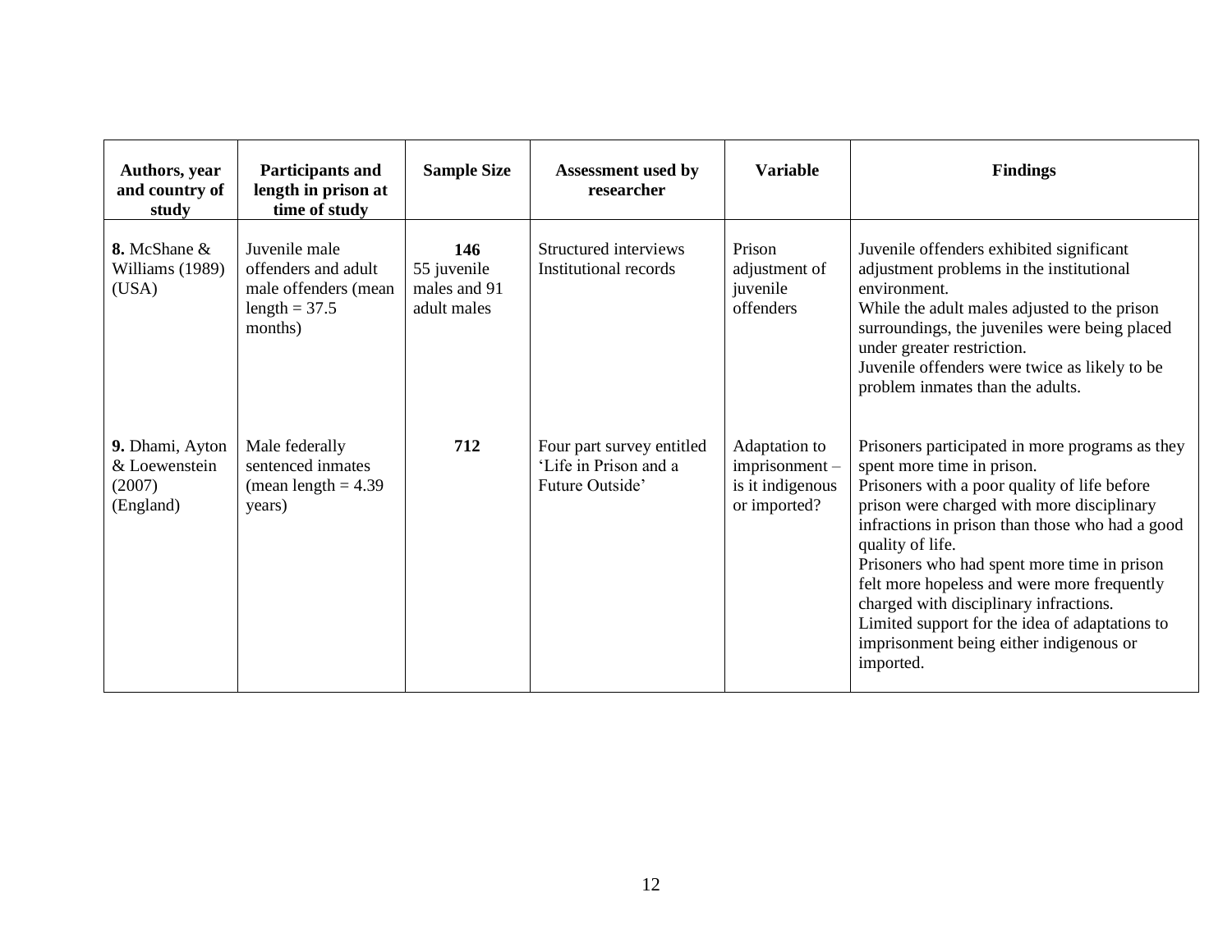| Authors, year and country of study | Participants and length in prison at time of study | Sample Size | Assessment used by researcher | Variable | Findings |
|---|---|---|---|---|---|
| **8.** McShane & Williams (1989) (USA) | Juvenile male offenders and adult male offenders (mean length = 37.5 months) | **146** 55 juvenile males and 91 adult males | Structured interviews Institutional records | Prison adjustment of juvenile offenders | Juvenile offenders exhibited significant adjustment problems in the institutional environment. While the adult males adjusted to the prison surroundings, the juveniles were being placed under greater restriction. Juvenile offenders were twice as likely to be problem inmates than the adults. |
| **9.** Dhami, Ayton & Loewenstein (2007) (England) | Male federally sentenced inmates (mean length = 4.39 years) | **712** | Four part survey entitled 'Life in Prison and a Future Outside' | Adaptation to imprisonment – is it indigenous or imported? | Prisoners participated in more programs as they spent more time in prison. Prisoners with a poor quality of life before prison were charged with more disciplinary infractions in prison than those who had a good quality of life. Prisoners who had spent more time in prison felt more hopeless and were more frequently charged with disciplinary infractions. Limited support for the idea of adaptations to imprisonment being either indigenous or imported. |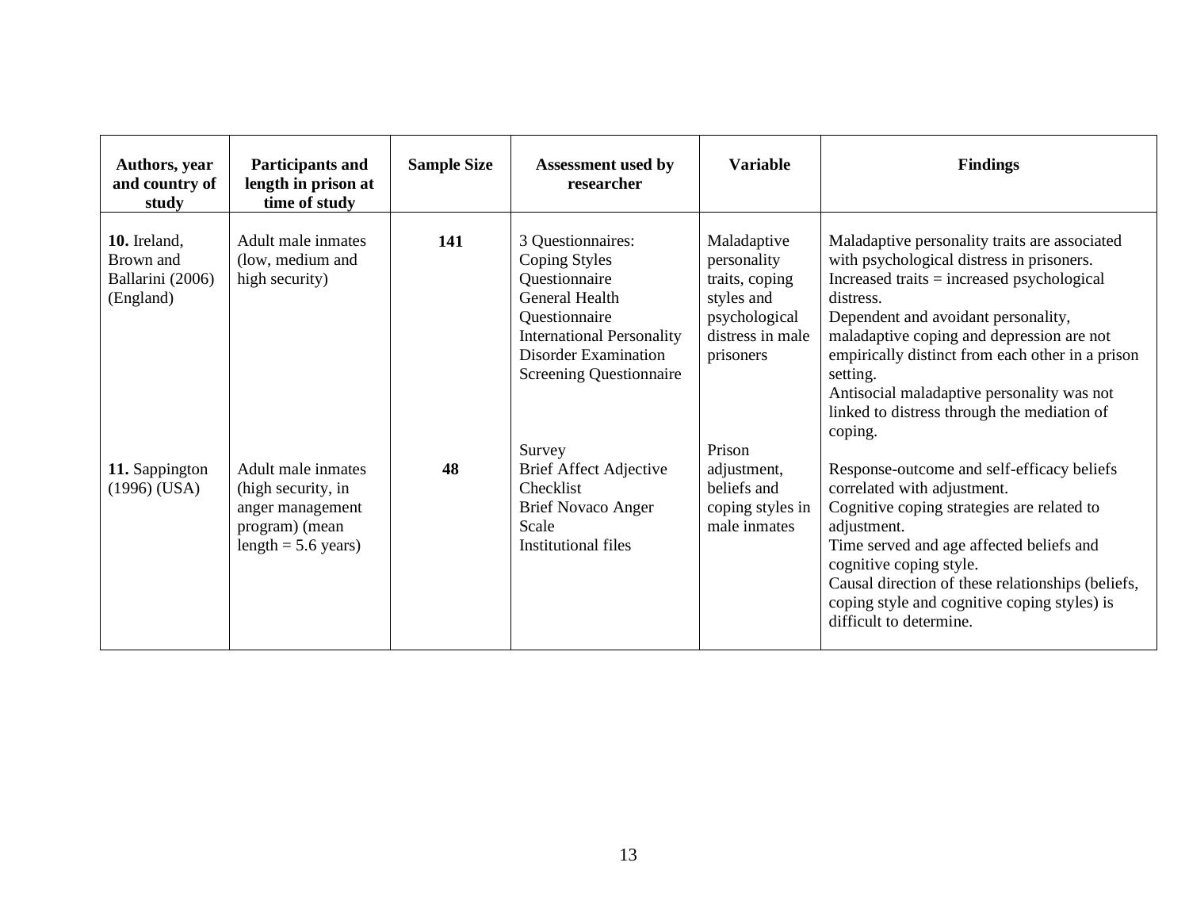| Authors, year and country of study | Participants and length in prison at time of study | Sample Size | Assessment used by researcher | Variable | Findings |
|---|---|---|---|---|---|
| **10.** Ireland, Brown and Ballarini (2006) (England) | Adult male inmates (low, medium and high security) | **141** | 3 Questionnaires: Coping Styles Questionnaire General Health Questionnaire International Personality Disorder Examination Screening Questionnaire | Maladaptive personality traits, coping styles and psychological distress in male prisoners | Maladaptive personality traits are associated with psychological distress in prisoners. Increased traits = increased psychological distress. Dependent and avoidant personality, maladaptive coping and depression are not empirically distinct from each other in a prison setting. Antisocial maladaptive personality was not linked to distress through the mediation of coping. |
| **11.** Sappington (1996) (USA) | Adult male inmates (high security, in anger management program) (mean length = 5.6 years) | **48** | Survey Brief Affect Adjective Checklist Brief Novaco Anger Scale Institutional files | Prison adjustment, beliefs and coping styles in male inmates | Response-outcome and self-efficacy beliefs correlated with adjustment. Cognitive coping strategies are related to adjustment. Time served and age affected beliefs and cognitive coping style. Causal direction of these relationships (beliefs, coping style and cognitive coping styles) is difficult to determine. |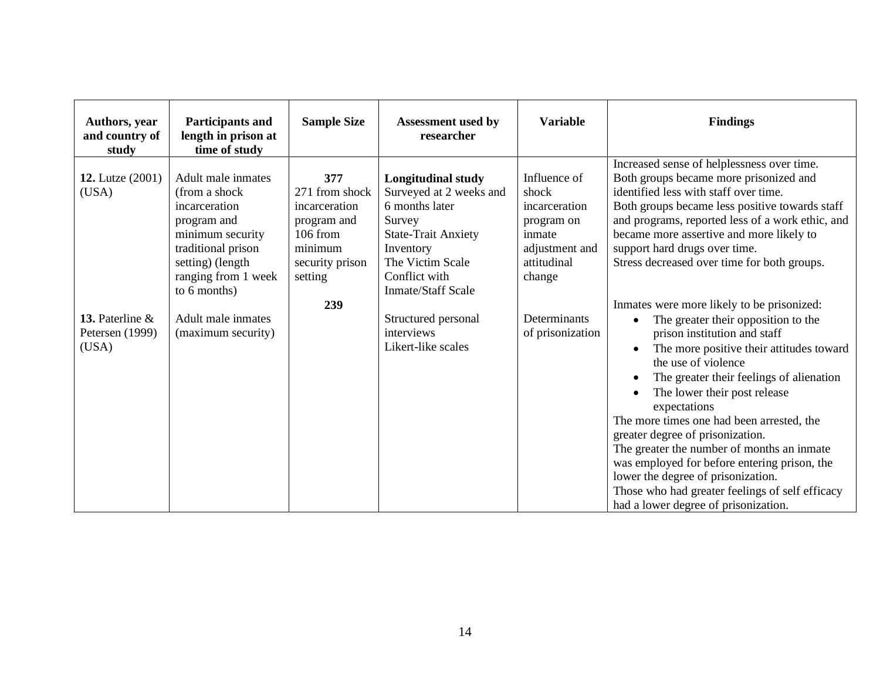| Authors, year and country of study | Participants and length in prison at time of study | Sample Size | Assessment used by researcher | Variable | Findings |
|---|---|---|---|---|---|
| **12.** Lutze (2001) (USA) | Adult male inmates (from a shock incarceration program and minimum security traditional prison setting) (length ranging from 1 week to 6 months) | **377**<br>271 from shock incarceration program and 106 from minimum security prison setting | **Longitudinal study**<br>Surveyed at 2 weeks and 6 months later<br>Survey<br>State-Trait Anxiety Inventory<br>The Victim Scale<br>Conflict with Inmate/Staff Scale | Influence of shock incarceration program on inmate adjustment and attitudinal change | Increased sense of helplessness over time.<br>Both groups became more prisonized and identified less with staff over time.<br>Both groups became less positive towards staff and programs, reported less of a work ethic, and became more assertive and more likely to support hard drugs over time.<br>Stress decreased over time for both groups. |
| **13.** Paterline & Petersen (1999) (USA) | Adult male inmates (maximum security) | **239** | Structured personal interviews<br>Likert-like scales | Determinants of prisonization | Inmates were more likely to be prisonized:<br>• The greater their opposition to the prison institution and staff<br>• The more positive their attitudes toward the use of violence<br>• The greater their feelings of alienation<br>• The lower their post release expectations<br>The more times one had been arrested, the greater degree of prisonization.<br>The greater the number of months an inmate was employed for before entering prison, the lower the degree of prisonization.<br>Those who had greater feelings of self efficacy had a lower degree of prisonization. |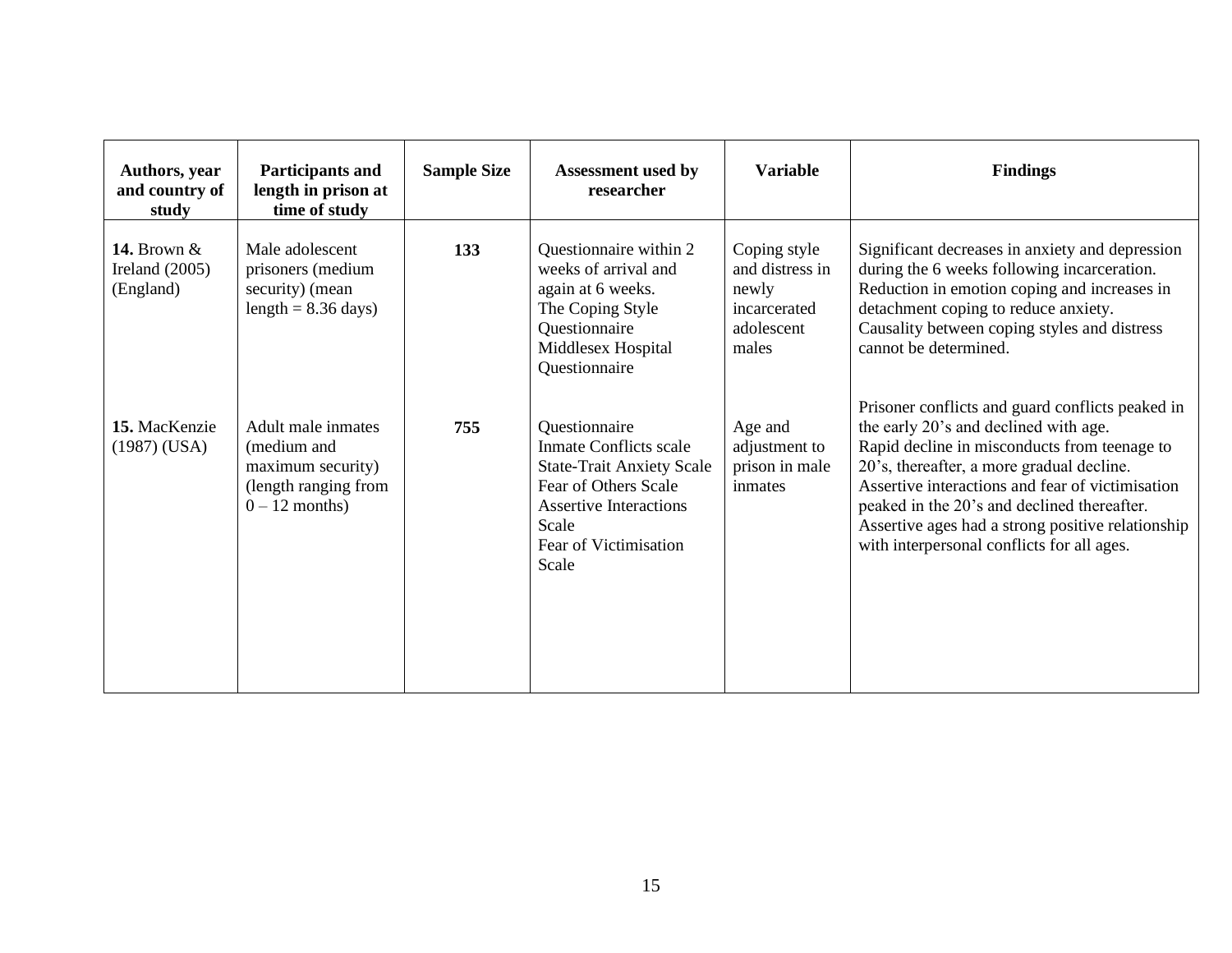| Authors, year and country of study | Participants and length in prison at time of study | Sample Size | Assessment used by researcher | Variable | Findings |
|---|---|---|---|---|---|
| **14.** Brown & Ireland (2005) (England) | Male adolescent prisoners (medium security) (mean length = 8.36 days) | **133** | Questionnaire within 2 weeks of arrival and again at 6 weeks. The Coping Style Questionnaire Middlesex Hospital Questionnaire | Coping style and distress in newly incarcerated adolescent males | Significant decreases in anxiety and depression during the 6 weeks following incarceration. Reduction in emotion coping and increases in detachment coping to reduce anxiety. Causality between coping styles and distress cannot be determined. |
| **15.** MacKenzie (1987) (USA) | Adult male inmates (medium and maximum security) (length ranging from 0 – 12 months) | **755** | Questionnaire Inmate Conflicts scale State-Trait Anxiety Scale Fear of Others Scale Assertive Interactions Scale Fear of Victimisation Scale | Age and adjustment to prison in male inmates | Prisoner conflicts and guard conflicts peaked in the early 20's and declined with age. Rapid decline in misconducts from teenage to 20's, thereafter, a more gradual decline. Assertive interactions and fear of victimisation peaked in the 20's and declined thereafter. Assertive ages had a strong positive relationship with interpersonal conflicts for all ages. |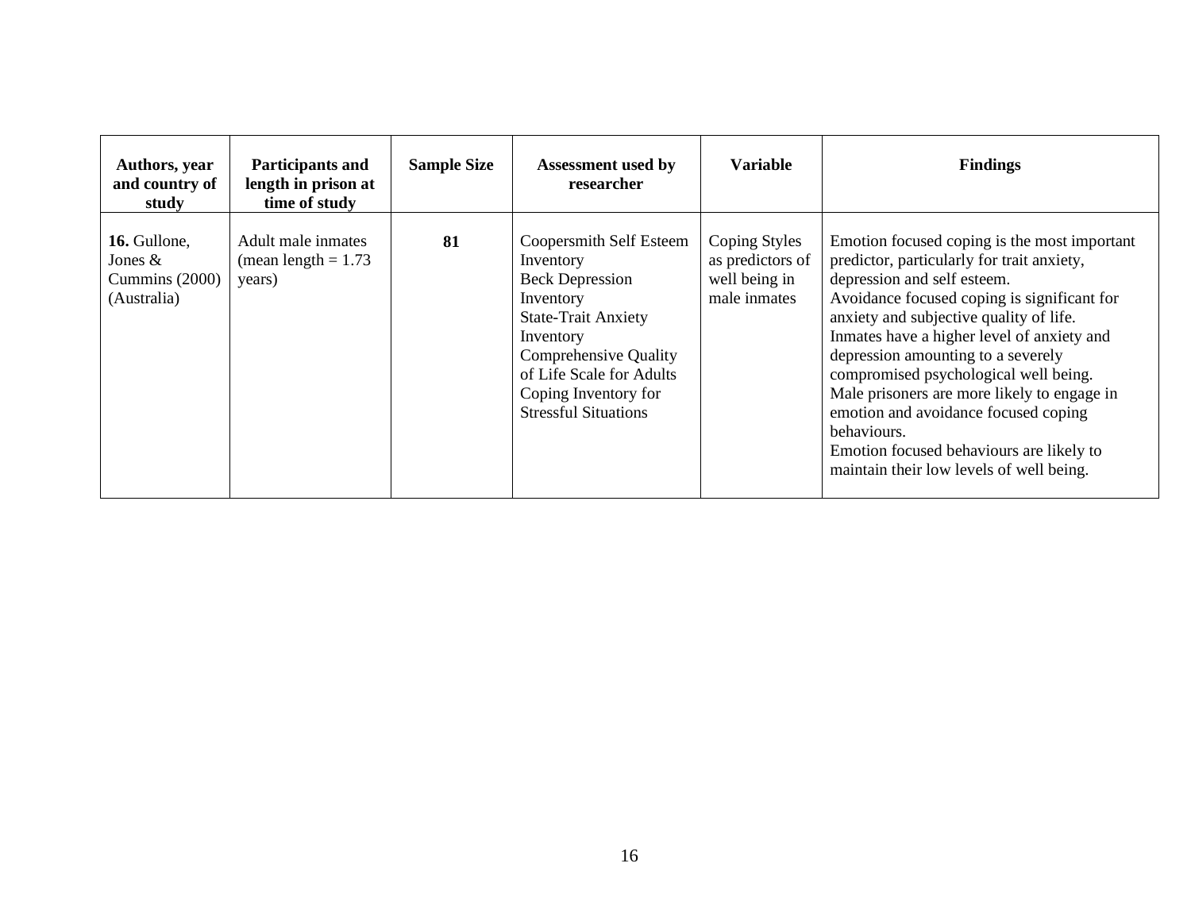| Authors, year and country of study | Participants and length in prison at time of study | Sample Size | Assessment used by researcher | Variable | Findings |
|---|---|---|---|---|---|
| **16.** Gullone, Jones & Cummins (2000) (Australia) | Adult male inmates (mean length = 1.73 years) | **81** | Coopersmith Self Esteem Inventory<br>Beck Depression Inventory<br>State-Trait Anxiety Inventory<br>Comprehensive Quality of Life Scale for Adults<br>Coping Inventory for Stressful Situations | Coping Styles as predictors of well being in male inmates | Emotion focused coping is the most important predictor, particularly for trait anxiety, depression and self esteem.<br>Avoidance focused coping is significant for anxiety and subjective quality of life.<br>Inmates have a higher level of anxiety and depression amounting to a severely compromised psychological well being.<br>Male prisoners are more likely to engage in emotion and avoidance focused coping behaviours.<br>Emotion focused behaviours are likely to maintain their low levels of well being. |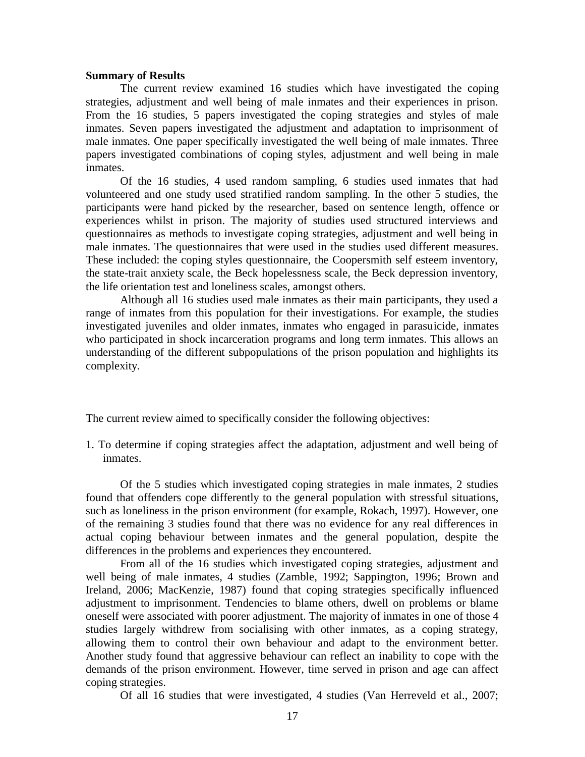**Summary of Results**

The current review examined 16 studies which have investigated the coping strategies, adjustment and well being of male inmates and their experiences in prison. From the 16 studies, 5 papers investigated the coping strategies and styles of male inmates. Seven papers investigated the adjustment and adaptation to imprisonment of male inmates. One paper specifically investigated the well being of male inmates. Three papers investigated combinations of coping styles, adjustment and well being in male inmates.

Of the 16 studies, 4 used random sampling, 6 studies used inmates that had volunteered and one study used stratified random sampling. In the other 5 studies, the participants were hand picked by the researcher, based on sentence length, offence or experiences whilst in prison. The majority of studies used structured interviews and questionnaires as methods to investigate coping strategies, adjustment and well being in male inmates. The questionnaires that were used in the studies used different measures. These included: the coping styles questionnaire, the Coopersmith self esteem inventory, the state-trait anxiety scale, the Beck hopelessness scale, the Beck depression inventory, the life orientation test and loneliness scales, amongst others.

Although all 16 studies used male inmates as their main participants, they used a range of inmates from this population for their investigations. For example, the studies investigated juveniles and older inmates, inmates who engaged in parasuicide, inmates who participated in shock incarceration programs and long term inmates. This allows an understanding of the different subpopulations of the prison population and highlights its complexity.

The current review aimed to specifically consider the following objectives:

1. To determine if coping strategies affect the adaptation, adjustment and well being of inmates.

Of the 5 studies which investigated coping strategies in male inmates, 2 studies found that offenders cope differently to the general population with stressful situations, such as loneliness in the prison environment (for example, Rokach, 1997). However, one of the remaining 3 studies found that there was no evidence for any real differences in actual coping behaviour between inmates and the general population, despite the differences in the problems and experiences they encountered.

From all of the 16 studies which investigated coping strategies, adjustment and well being of male inmates, 4 studies (Zamble, 1992; Sappington, 1996; Brown and Ireland, 2006; MacKenzie, 1987) found that coping strategies specifically influenced adjustment to imprisonment. Tendencies to blame others, dwell on problems or blame oneself were associated with poorer adjustment. The majority of inmates in one of those 4 studies largely withdrew from socialising with other inmates, as a coping strategy, allowing them to control their own behaviour and adapt to the environment better. Another study found that aggressive behaviour can reflect an inability to cope with the demands of the prison environment. However, time served in prison and age can affect coping strategies.

Of all 16 studies that were investigated, 4 studies (Van Herreveld et al., 2007;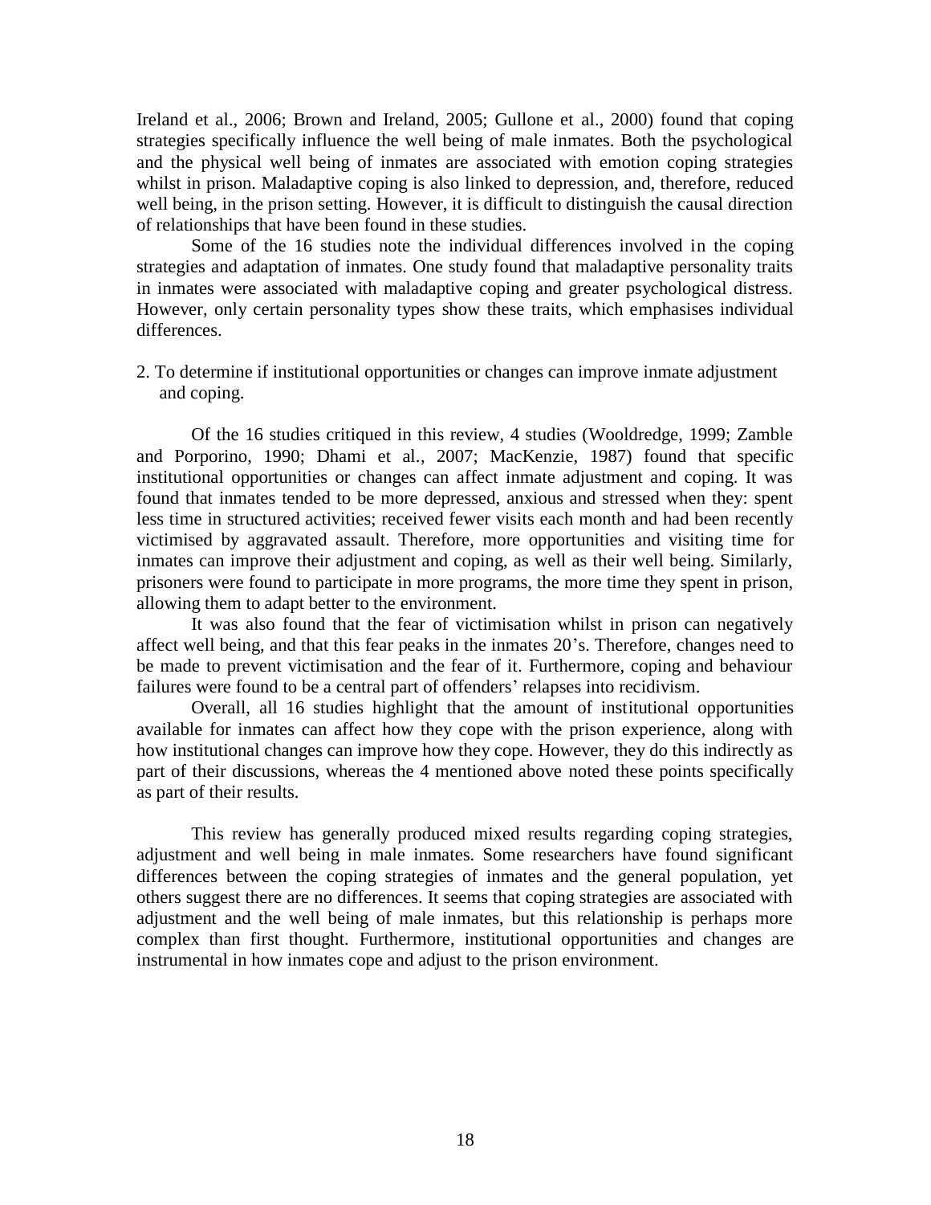Ireland et al., 2006; Brown and Ireland, 2005; Gullone et al., 2000) found that coping strategies specifically influence the well being of male inmates. Both the psychological and the physical well being of inmates are associated with emotion coping strategies whilst in prison. Maladaptive coping is also linked to depression, and, therefore, reduced well being, in the prison setting. However, it is difficult to distinguish the causal direction of relationships that have been found in these studies.

Some of the 16 studies note the individual differences involved in the coping strategies and adaptation of inmates. One study found that maladaptive personality traits in inmates were associated with maladaptive coping and greater psychological distress. However, only certain personality types show these traits, which emphasises individual differences.

2. To determine if institutional opportunities or changes can improve inmate adjustment and coping.

Of the 16 studies critiqued in this review, 4 studies (Wooldredge, 1999; Zamble and Porporino, 1990; Dhami et al., 2007; MacKenzie, 1987) found that specific institutional opportunities or changes can affect inmate adjustment and coping. It was found that inmates tended to be more depressed, anxious and stressed when they: spent less time in structured activities; received fewer visits each month and had been recently victimised by aggravated assault. Therefore, more opportunities and visiting time for inmates can improve their adjustment and coping, as well as their well being. Similarly, prisoners were found to participate in more programs, the more time they spent in prison, allowing them to adapt better to the environment.

It was also found that the fear of victimisation whilst in prison can negatively affect well being, and that this fear peaks in the inmates 20's. Therefore, changes need to be made to prevent victimisation and the fear of it. Furthermore, coping and behaviour failures were found to be a central part of offenders' relapses into recidivism.

Overall, all 16 studies highlight that the amount of institutional opportunities available for inmates can affect how they cope with the prison experience, along with how institutional changes can improve how they cope. However, they do this indirectly as part of their discussions, whereas the 4 mentioned above noted these points specifically as part of their results.

This review has generally produced mixed results regarding coping strategies, adjustment and well being in male inmates. Some researchers have found significant differences between the coping strategies of inmates and the general population, yet others suggest there are no differences. It seems that coping strategies are associated with adjustment and the well being of male inmates, but this relationship is perhaps more complex than first thought. Furthermore, institutional opportunities and changes are instrumental in how inmates cope and adjust to the prison environment.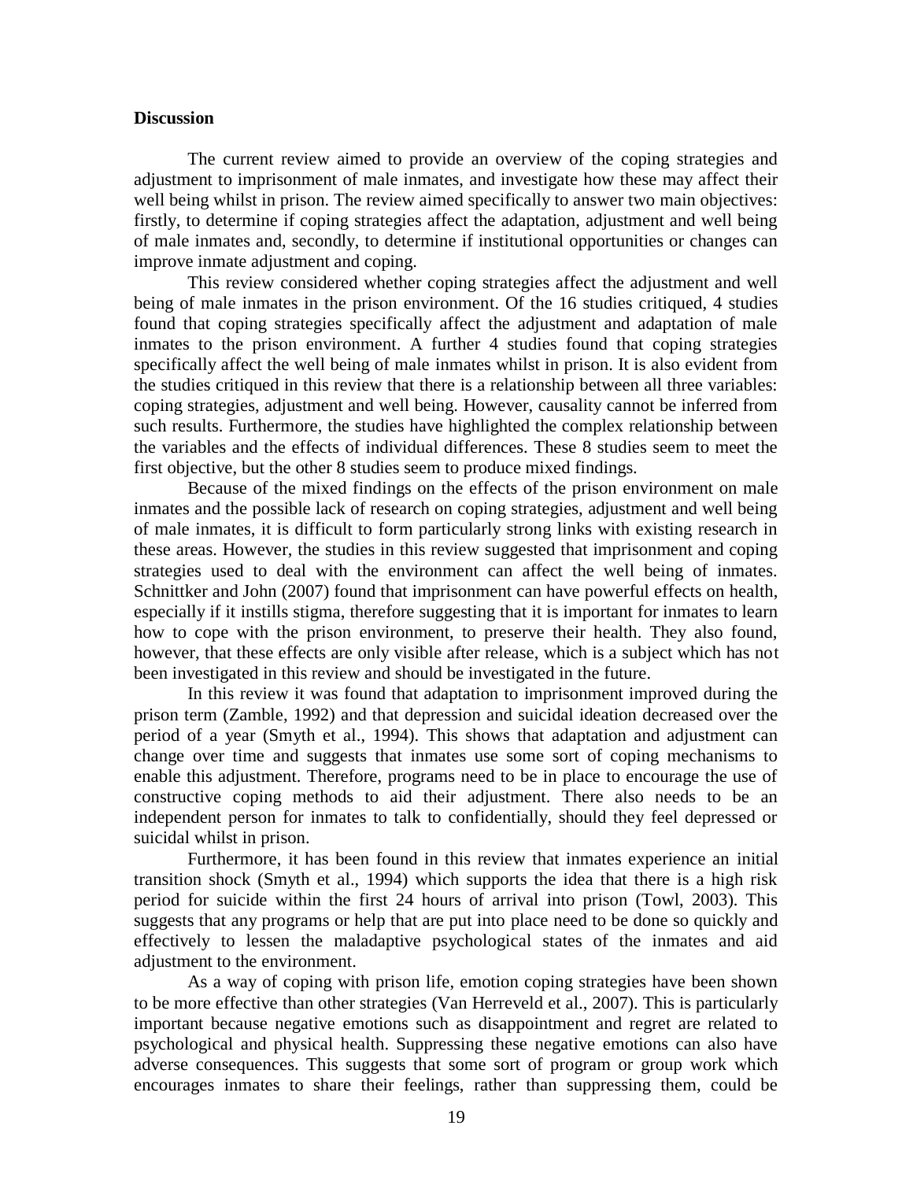**Discussion**

The current review aimed to provide an overview of the coping strategies and adjustment to imprisonment of male inmates, and investigate how these may affect their well being whilst in prison. The review aimed specifically to answer two main objectives: firstly, to determine if coping strategies affect the adaptation, adjustment and well being of male inmates and, secondly, to determine if institutional opportunities or changes can improve inmate adjustment and coping.

This review considered whether coping strategies affect the adjustment and well being of male inmates in the prison environment. Of the 16 studies critiqued, 4 studies found that coping strategies specifically affect the adjustment and adaptation of male inmates to the prison environment. A further 4 studies found that coping strategies specifically affect the well being of male inmates whilst in prison. It is also evident from the studies critiqued in this review that there is a relationship between all three variables: coping strategies, adjustment and well being. However, causality cannot be inferred from such results. Furthermore, the studies have highlighted the complex relationship between the variables and the effects of individual differences. These 8 studies seem to meet the first objective, but the other 8 studies seem to produce mixed findings.

Because of the mixed findings on the effects of the prison environment on male inmates and the possible lack of research on coping strategies, adjustment and well being of male inmates, it is difficult to form particularly strong links with existing research in these areas. However, the studies in this review suggested that imprisonment and coping strategies used to deal with the environment can affect the well being of inmates. Schnittker and John (2007) found that imprisonment can have powerful effects on health, especially if it instills stigma, therefore suggesting that it is important for inmates to learn how to cope with the prison environment, to preserve their health. They also found, however, that these effects are only visible after release, which is a subject which has not been investigated in this review and should be investigated in the future.

In this review it was found that adaptation to imprisonment improved during the prison term (Zamble, 1992) and that depression and suicidal ideation decreased over the period of a year (Smyth et al., 1994). This shows that adaptation and adjustment can change over time and suggests that inmates use some sort of coping mechanisms to enable this adjustment. Therefore, programs need to be in place to encourage the use of constructive coping methods to aid their adjustment. There also needs to be an independent person for inmates to talk to confidentially, should they feel depressed or suicidal whilst in prison.

Furthermore, it has been found in this review that inmates experience an initial transition shock (Smyth et al., 1994) which supports the idea that there is a high risk period for suicide within the first 24 hours of arrival into prison (Towl, 2003). This suggests that any programs or help that are put into place need to be done so quickly and effectively to lessen the maladaptive psychological states of the inmates and aid adjustment to the environment.

As a way of coping with prison life, emotion coping strategies have been shown to be more effective than other strategies (Van Herreveld et al., 2007). This is particularly important because negative emotions such as disappointment and regret are related to psychological and physical health. Suppressing these negative emotions can also have adverse consequences. This suggests that some sort of program or group work which encourages inmates to share their feelings, rather than suppressing them, could be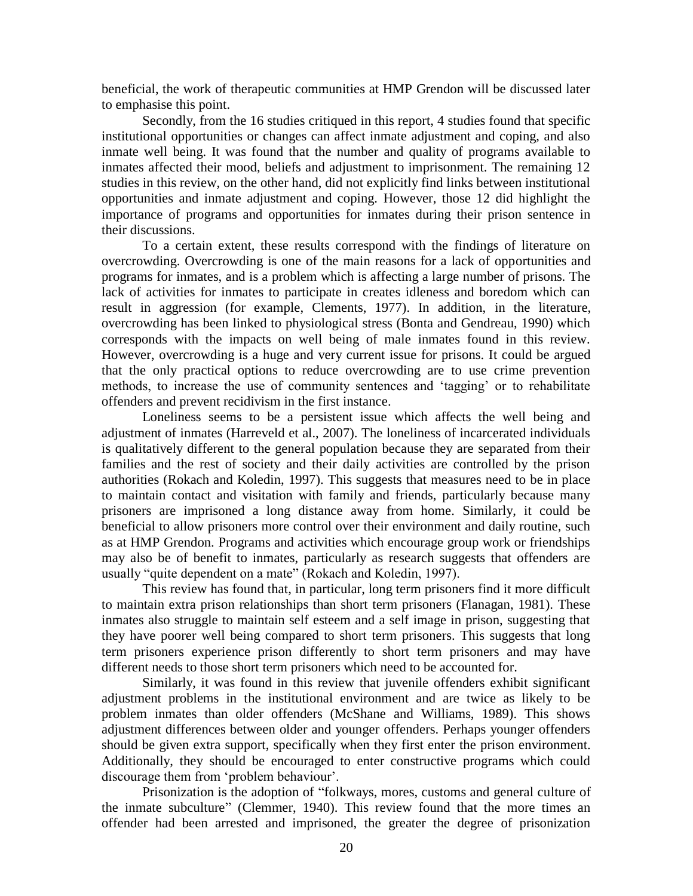beneficial, the work of therapeutic communities at HMP Grendon will be discussed later to emphasise this point.

Secondly, from the 16 studies critiqued in this report, 4 studies found that specific institutional opportunities or changes can affect inmate adjustment and coping, and also inmate well being. It was found that the number and quality of programs available to inmates affected their mood, beliefs and adjustment to imprisonment. The remaining 12 studies in this review, on the other hand, did not explicitly find links between institutional opportunities and inmate adjustment and coping. However, those 12 did highlight the importance of programs and opportunities for inmates during their prison sentence in their discussions.

To a certain extent, these results correspond with the findings of literature on overcrowding. Overcrowding is one of the main reasons for a lack of opportunities and programs for inmates, and is a problem which is affecting a large number of prisons. The lack of activities for inmates to participate in creates idleness and boredom which can result in aggression (for example, Clements, 1977). In addition, in the literature, overcrowding has been linked to physiological stress (Bonta and Gendreau, 1990) which corresponds with the impacts on well being of male inmates found in this review. However, overcrowding is a huge and very current issue for prisons. It could be argued that the only practical options to reduce overcrowding are to use crime prevention methods, to increase the use of community sentences and 'tagging' or to rehabilitate offenders and prevent recidivism in the first instance.

Loneliness seems to be a persistent issue which affects the well being and adjustment of inmates (Harreveld et al., 2007). The loneliness of incarcerated individuals is qualitatively different to the general population because they are separated from their families and the rest of society and their daily activities are controlled by the prison authorities (Rokach and Koledin, 1997). This suggests that measures need to be in place to maintain contact and visitation with family and friends, particularly because many prisoners are imprisoned a long distance away from home. Similarly, it could be beneficial to allow prisoners more control over their environment and daily routine, such as at HMP Grendon. Programs and activities which encourage group work or friendships may also be of benefit to inmates, particularly as research suggests that offenders are usually "quite dependent on a mate" (Rokach and Koledin, 1997).

This review has found that, in particular, long term prisoners find it more difficult to maintain extra prison relationships than short term prisoners (Flanagan, 1981). These inmates also struggle to maintain self esteem and a self image in prison, suggesting that they have poorer well being compared to short term prisoners. This suggests that long term prisoners experience prison differently to short term prisoners and may have different needs to those short term prisoners which need to be accounted for.

Similarly, it was found in this review that juvenile offenders exhibit significant adjustment problems in the institutional environment and are twice as likely to be problem inmates than older offenders (McShane and Williams, 1989). This shows adjustment differences between older and younger offenders. Perhaps younger offenders should be given extra support, specifically when they first enter the prison environment. Additionally, they should be encouraged to enter constructive programs which could discourage them from 'problem behaviour'.

Prisonization is the adoption of "folkways, mores, customs and general culture of the inmate subculture" (Clemmer, 1940). This review found that the more times an offender had been arrested and imprisoned, the greater the degree of prisonization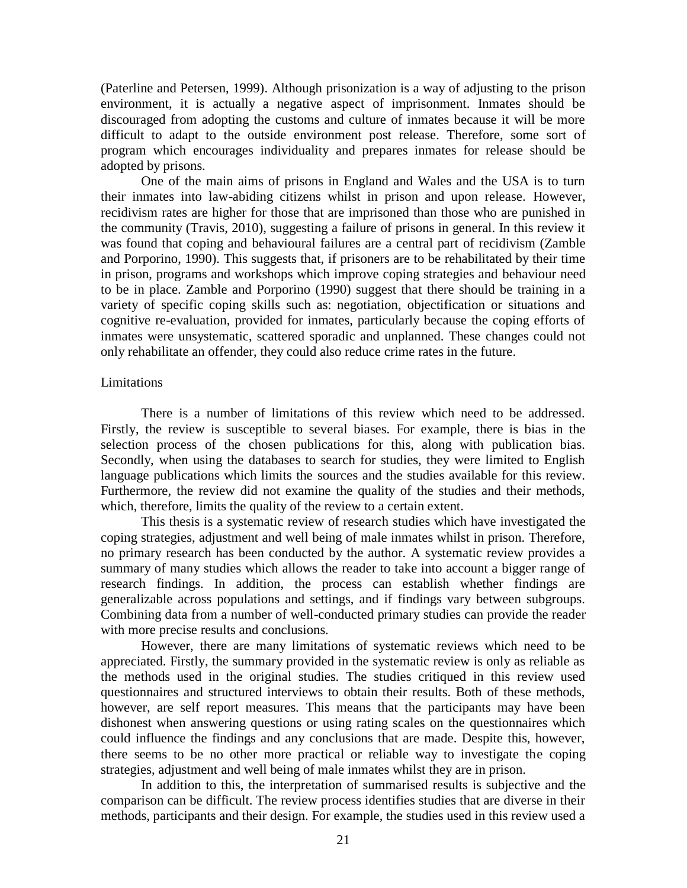(Paterline and Petersen, 1999). Although prisonization is a way of adjusting to the prison environment, it is actually a negative aspect of imprisonment. Inmates should be discouraged from adopting the customs and culture of inmates because it will be more difficult to adapt to the outside environment post release. Therefore, some sort of program which encourages individuality and prepares inmates for release should be adopted by prisons.

One of the main aims of prisons in England and Wales and the USA is to turn their inmates into law-abiding citizens whilst in prison and upon release. However, recidivism rates are higher for those that are imprisoned than those who are punished in the community (Travis, 2010), suggesting a failure of prisons in general. In this review it was found that coping and behavioural failures are a central part of recidivism (Zamble and Porporino, 1990). This suggests that, if prisoners are to be rehabilitated by their time in prison, programs and workshops which improve coping strategies and behaviour need to be in place. Zamble and Porporino (1990) suggest that there should be training in a variety of specific coping skills such as: negotiation, objectification or situations and cognitive re-evaluation, provided for inmates, particularly because the coping efforts of inmates were unsystematic, scattered sporadic and unplanned. These changes could not only rehabilitate an offender, they could also reduce crime rates in the future.

## Limitations

There is a number of limitations of this review which need to be addressed. Firstly, the review is susceptible to several biases. For example, there is bias in the selection process of the chosen publications for this, along with publication bias. Secondly, when using the databases to search for studies, they were limited to English language publications which limits the sources and the studies available for this review. Furthermore, the review did not examine the quality of the studies and their methods, which, therefore, limits the quality of the review to a certain extent.

This thesis is a systematic review of research studies which have investigated the coping strategies, adjustment and well being of male inmates whilst in prison. Therefore, no primary research has been conducted by the author. A systematic review provides a summary of many studies which allows the reader to take into account a bigger range of research findings. In addition, the process can establish whether findings are generalizable across populations and settings, and if findings vary between subgroups. Combining data from a number of well-conducted primary studies can provide the reader with more precise results and conclusions.

However, there are many limitations of systematic reviews which need to be appreciated. Firstly, the summary provided in the systematic review is only as reliable as the methods used in the original studies. The studies critiqued in this review used questionnaires and structured interviews to obtain their results. Both of these methods, however, are self report measures. This means that the participants may have been dishonest when answering questions or using rating scales on the questionnaires which could influence the findings and any conclusions that are made. Despite this, however, there seems to be no other more practical or reliable way to investigate the coping strategies, adjustment and well being of male inmates whilst they are in prison.

In addition to this, the interpretation of summarised results is subjective and the comparison can be difficult. The review process identifies studies that are diverse in their methods, participants and their design. For example, the studies used in this review used a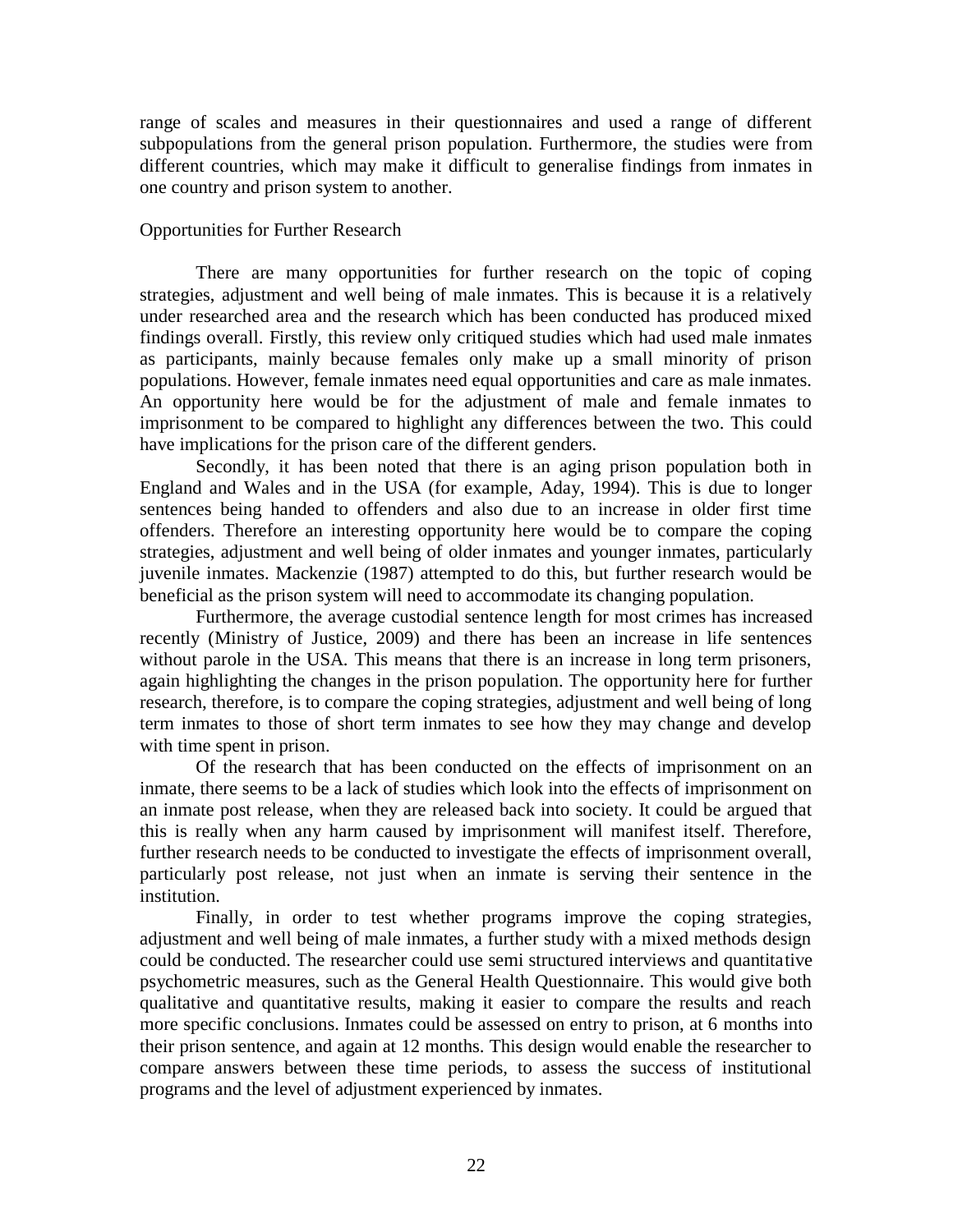range of scales and measures in their questionnaires and used a range of different subpopulations from the general prison population. Furthermore, the studies were from different countries, which may make it difficult to generalise findings from inmates in one country and prison system to another.

## Opportunities for Further Research

There are many opportunities for further research on the topic of coping strategies, adjustment and well being of male inmates. This is because it is a relatively under researched area and the research which has been conducted has produced mixed findings overall. Firstly, this review only critiqued studies which had used male inmates as participants, mainly because females only make up a small minority of prison populations. However, female inmates need equal opportunities and care as male inmates. An opportunity here would be for the adjustment of male and female inmates to imprisonment to be compared to highlight any differences between the two. This could have implications for the prison care of the different genders.

Secondly, it has been noted that there is an aging prison population both in England and Wales and in the USA (for example, Aday, 1994). This is due to longer sentences being handed to offenders and also due to an increase in older first time offenders. Therefore an interesting opportunity here would be to compare the coping strategies, adjustment and well being of older inmates and younger inmates, particularly juvenile inmates. Mackenzie (1987) attempted to do this, but further research would be beneficial as the prison system will need to accommodate its changing population.

Furthermore, the average custodial sentence length for most crimes has increased recently (Ministry of Justice, 2009) and there has been an increase in life sentences without parole in the USA. This means that there is an increase in long term prisoners, again highlighting the changes in the prison population. The opportunity here for further research, therefore, is to compare the coping strategies, adjustment and well being of long term inmates to those of short term inmates to see how they may change and develop with time spent in prison.

Of the research that has been conducted on the effects of imprisonment on an inmate, there seems to be a lack of studies which look into the effects of imprisonment on an inmate post release, when they are released back into society. It could be argued that this is really when any harm caused by imprisonment will manifest itself. Therefore, further research needs to be conducted to investigate the effects of imprisonment overall, particularly post release, not just when an inmate is serving their sentence in the institution.

Finally, in order to test whether programs improve the coping strategies, adjustment and well being of male inmates, a further study with a mixed methods design could be conducted. The researcher could use semi structured interviews and quantitative psychometric measures, such as the General Health Questionnaire. This would give both qualitative and quantitative results, making it easier to compare the results and reach more specific conclusions. Inmates could be assessed on entry to prison, at 6 months into their prison sentence, and again at 12 months. This design would enable the researcher to compare answers between these time periods, to assess the success of institutional programs and the level of adjustment experienced by inmates.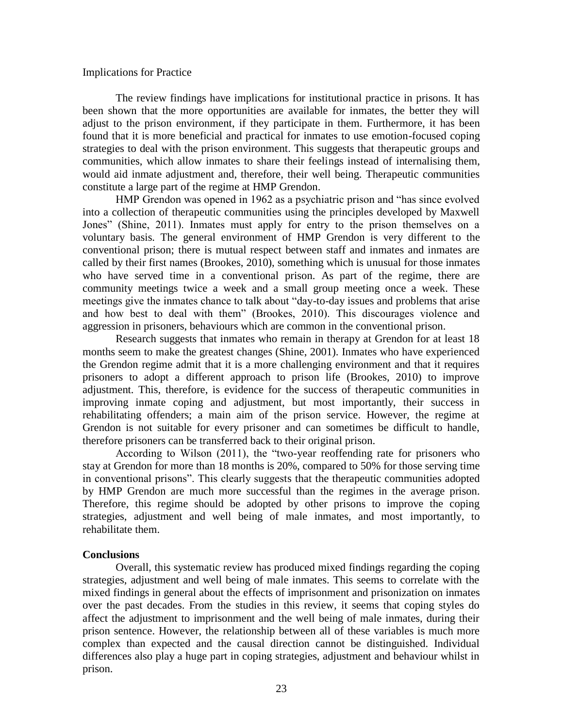## Implications for Practice

The review findings have implications for institutional practice in prisons. It has been shown that the more opportunities are available for inmates, the better they will adjust to the prison environment, if they participate in them. Furthermore, it has been found that it is more beneficial and practical for inmates to use emotion-focused coping strategies to deal with the prison environment. This suggests that therapeutic groups and communities, which allow inmates to share their feelings instead of internalising them, would aid inmate adjustment and, therefore, their well being. Therapeutic communities constitute a large part of the regime at HMP Grendon.

HMP Grendon was opened in 1962 as a psychiatric prison and "has since evolved into a collection of therapeutic communities using the principles developed by Maxwell Jones" (Shine, 2011). Inmates must apply for entry to the prison themselves on a voluntary basis. The general environment of HMP Grendon is very different to the conventional prison; there is mutual respect between staff and inmates and inmates are called by their first names (Brookes, 2010), something which is unusual for those inmates who have served time in a conventional prison. As part of the regime, there are community meetings twice a week and a small group meeting once a week. These meetings give the inmates chance to talk about "day-to-day issues and problems that arise and how best to deal with them" (Brookes, 2010). This discourages violence and aggression in prisoners, behaviours which are common in the conventional prison.

Research suggests that inmates who remain in therapy at Grendon for at least 18 months seem to make the greatest changes (Shine, 2001). Inmates who have experienced the Grendon regime admit that it is a more challenging environment and that it requires prisoners to adopt a different approach to prison life (Brookes, 2010) to improve adjustment. This, therefore, is evidence for the success of therapeutic communities in improving inmate coping and adjustment, but most importantly, their success in rehabilitating offenders; a main aim of the prison service. However, the regime at Grendon is not suitable for every prisoner and can sometimes be difficult to handle, therefore prisoners can be transferred back to their original prison.

According to Wilson (2011), the "two-year reoffending rate for prisoners who stay at Grendon for more than 18 months is 20%, compared to 50% for those serving time in conventional prisons". This clearly suggests that the therapeutic communities adopted by HMP Grendon are much more successful than the regimes in the average prison. Therefore, this regime should be adopted by other prisons to improve the coping strategies, adjustment and well being of male inmates, and most importantly, to rehabilitate them.

## Conclusions

Overall, this systematic review has produced mixed findings regarding the coping strategies, adjustment and well being of male inmates. This seems to correlate with the mixed findings in general about the effects of imprisonment and prisonization on inmates over the past decades. From the studies in this review, it seems that coping styles do affect the adjustment to imprisonment and the well being of male inmates, during their prison sentence. However, the relationship between all of these variables is much more complex than expected and the causal direction cannot be distinguished. Individual differences also play a huge part in coping strategies, adjustment and behaviour whilst in prison.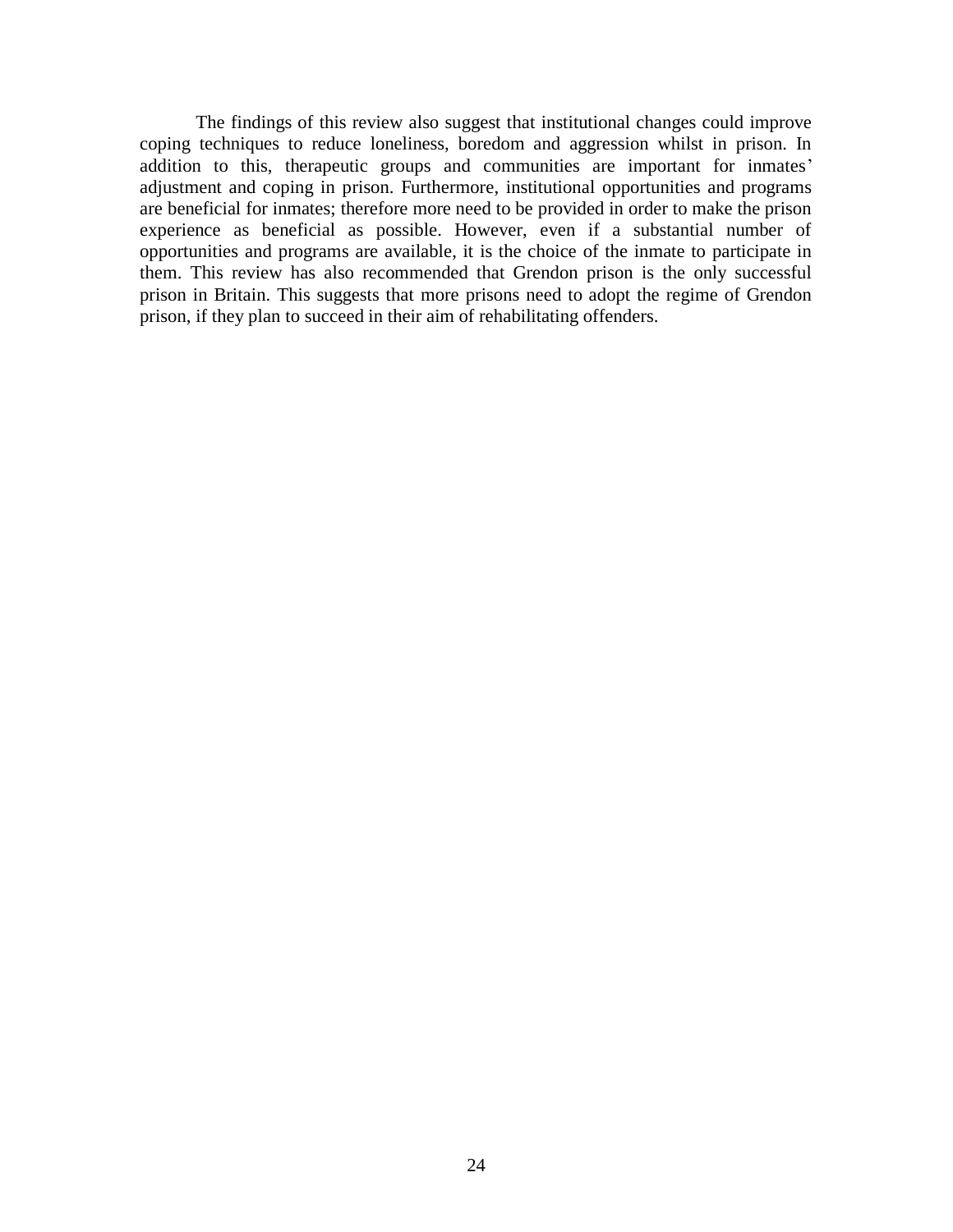The findings of this review also suggest that institutional changes could improve coping techniques to reduce loneliness, boredom and aggression whilst in prison. In addition to this, therapeutic groups and communities are important for inmates' adjustment and coping in prison. Furthermore, institutional opportunities and programs are beneficial for inmates; therefore more need to be provided in order to make the prison experience as beneficial as possible. However, even if a substantial number of opportunities and programs are available, it is the choice of the inmate to participate in them. This review has also recommended that Grendon prison is the only successful prison in Britain. This suggests that more prisons need to adopt the regime of Grendon prison, if they plan to succeed in their aim of rehabilitating offenders.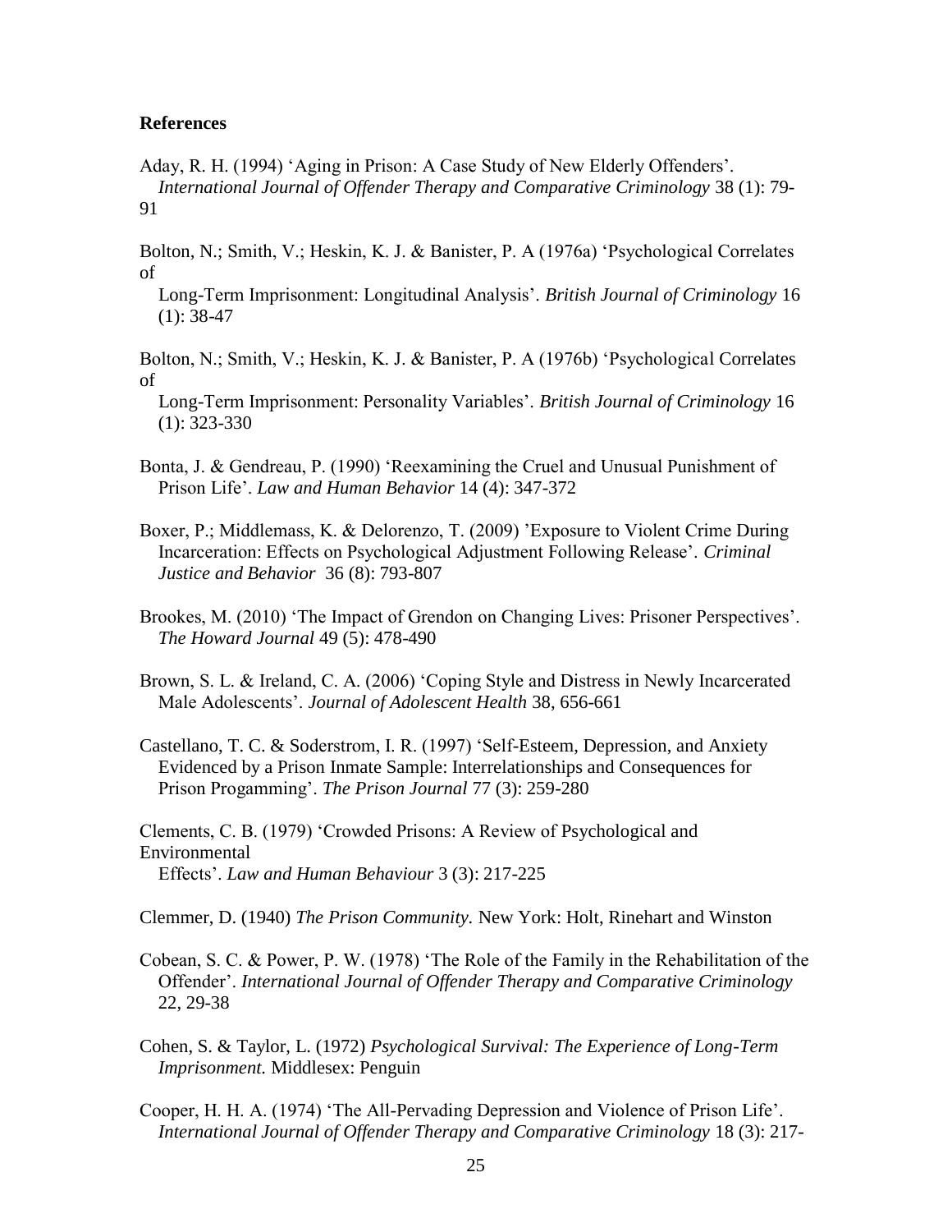**References**

Aday, R. H. (1994) 'Aging in Prison: A Case Study of New Elderly Offenders'. *International Journal of Offender Therapy and Comparative Criminology* 38 (1): 79-91

Bolton, N.; Smith, V.; Heskin, K. J. & Banister, P. A (1976a) 'Psychological Correlates of Long-Term Imprisonment: Longitudinal Analysis'. *British Journal of Criminology* 16 (1): 38-47

Bolton, N.; Smith, V.; Heskin, K. J. & Banister, P. A (1976b) 'Psychological Correlates of Long-Term Imprisonment: Personality Variables'. *British Journal of Criminology* 16 (1): 323-330

Bonta, J. & Gendreau, P. (1990) 'Reexamining the Cruel and Unusual Punishment of Prison Life'. *Law and Human Behavior* 14 (4): 347-372

Boxer, P.; Middlemass, K. & Delorenzo, T. (2009) 'Exposure to Violent Crime During Incarceration: Effects on Psychological Adjustment Following Release'. *Criminal Justice and Behavior* 36 (8): 793-807

Brookes, M. (2010) 'The Impact of Grendon on Changing Lives: Prisoner Perspectives'. *The Howard Journal* 49 (5): 478-490

Brown, S. L. & Ireland, C. A. (2006) 'Coping Style and Distress in Newly Incarcerated Male Adolescents'. *Journal of Adolescent Health* 38, 656-661

Castellano, T. C. & Soderstrom, I. R. (1997) 'Self-Esteem, Depression, and Anxiety Evidenced by a Prison Inmate Sample: Interrelationships and Consequences for Prison Progamming'. *The Prison Journal* 77 (3): 259-280

Clements, C. B. (1979) 'Crowded Prisons: A Review of Psychological and Environmental Effects'. *Law and Human Behaviour* 3 (3): 217-225

Clemmer, D. (1940) *The Prison Community.* New York: Holt, Rinehart and Winston

Cobean, S. C. & Power, P. W. (1978) 'The Role of the Family in the Rehabilitation of the Offender'. *International Journal of Offender Therapy and Comparative Criminology* 22, 29-38

Cohen, S. & Taylor, L. (1972) *Psychological Survival: The Experience of Long-Term Imprisonment.* Middlesex: Penguin

Cooper, H. H. A. (1974) 'The All-Pervading Depression and Violence of Prison Life'. *International Journal of Offender Therapy and Comparative Criminology* 18 (3): 217-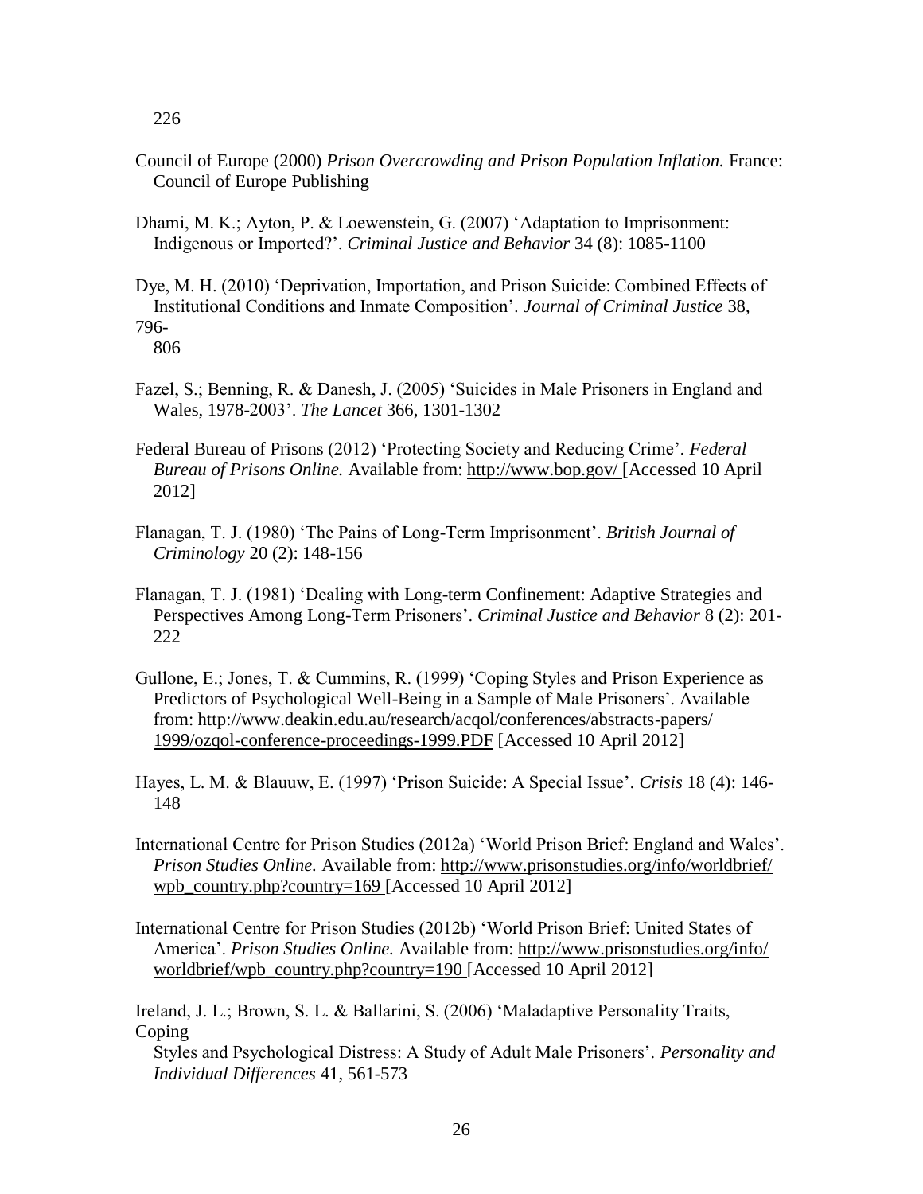226

Council of Europe (2000) *Prison Overcrowding and Prison Population Inflation.* France: Council of Europe Publishing

Dhami, M. K.; Ayton, P. & Loewenstein, G. (2007) 'Adaptation to Imprisonment: Indigenous or Imported?'. *Criminal Justice and Behavior* 34 (8): 1085-1100

Dye, M. H. (2010) 'Deprivation, Importation, and Prison Suicide: Combined Effects of Institutional Conditions and Inmate Composition'. *Journal of Criminal Justice* 38, 796-806

Fazel, S.; Benning, R. & Danesh, J. (2005) 'Suicides in Male Prisoners in England and Wales, 1978-2003'. *The Lancet* 366, 1301-1302

Federal Bureau of Prisons (2012) 'Protecting Society and Reducing Crime'. *Federal Bureau of Prisons Online.* Available from: http://www.bop.gov/ [Accessed 10 April 2012]

Flanagan, T. J. (1980) 'The Pains of Long-Term Imprisonment'. *British Journal of Criminology* 20 (2): 148-156

Flanagan, T. J. (1981) 'Dealing with Long-term Confinement: Adaptive Strategies and Perspectives Among Long-Term Prisoners'. *Criminal Justice and Behavior* 8 (2): 201-222

Gullone, E.; Jones, T. & Cummins, R. (1999) 'Coping Styles and Prison Experience as Predictors of Psychological Well-Being in a Sample of Male Prisoners'. Available from: http://www.deakin.edu.au/research/acqol/conferences/abstracts-papers/1999/ozqol-conference-proceedings-1999.PDF [Accessed 10 April 2012]

Hayes, L. M. & Blauuw, E. (1997) 'Prison Suicide: A Special Issue'. *Crisis* 18 (4): 146-148

International Centre for Prison Studies (2012a) 'World Prison Brief: England and Wales'. *Prison Studies Online.* Available from: http://www.prisonstudies.org/info/worldbrief/wpb_country.php?country=169 [Accessed 10 April 2012]

International Centre for Prison Studies (2012b) 'World Prison Brief: United States of America'. *Prison Studies Online.* Available from: http://www.prisonstudies.org/info/worldbrief/wpb_country.php?country=190 [Accessed 10 April 2012]

Ireland, J. L.; Brown, S. L. & Ballarini, S. (2006) 'Maladaptive Personality Traits, Coping Styles and Psychological Distress: A Study of Adult Male Prisoners'. *Personality and Individual Differences* 41, 561-573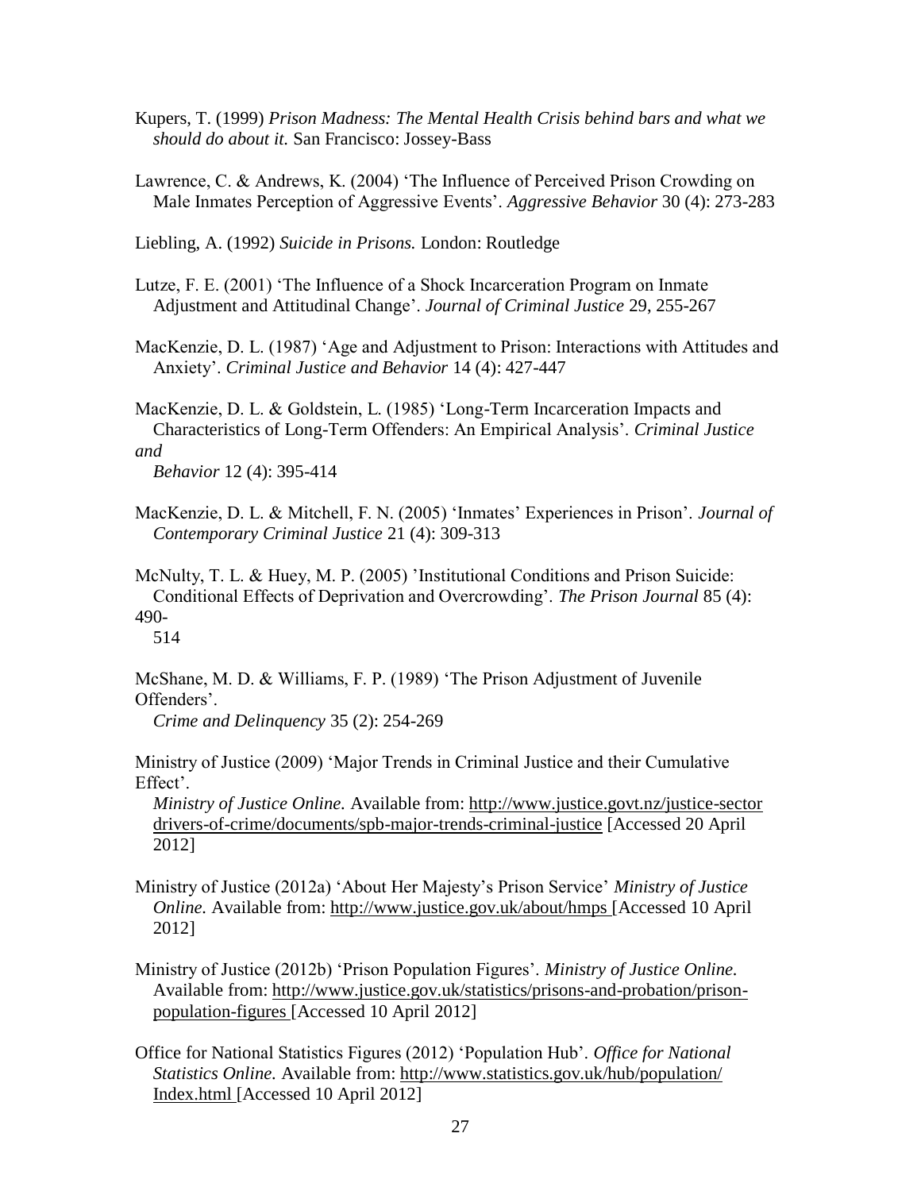Kupers, T. (1999) *Prison Madness: The Mental Health Crisis behind bars and what we should do about it.* San Francisco: Jossey-Bass

Lawrence, C. & Andrews, K. (2004) 'The Influence of Perceived Prison Crowding on Male Inmates Perception of Aggressive Events'. *Aggressive Behavior* 30 (4): 273-283

Liebling, A. (1992) *Suicide in Prisons.* London: Routledge

Lutze, F. E. (2001) 'The Influence of a Shock Incarceration Program on Inmate Adjustment and Attitudinal Change'. *Journal of Criminal Justice* 29, 255-267

MacKenzie, D. L. (1987) 'Age and Adjustment to Prison: Interactions with Attitudes and Anxiety'. *Criminal Justice and Behavior* 14 (4): 427-447

MacKenzie, D. L. & Goldstein, L. (1985) 'Long-Term Incarceration Impacts and Characteristics of Long-Term Offenders: An Empirical Analysis'. *Criminal Justice and Behavior* 12 (4): 395-414

MacKenzie, D. L. & Mitchell, F. N. (2005) 'Inmates' Experiences in Prison'. *Journal of Contemporary Criminal Justice* 21 (4): 309-313

McNulty, T. L. & Huey, M. P. (2005) 'Institutional Conditions and Prison Suicide: Conditional Effects of Deprivation and Overcrowding'. *The Prison Journal* 85 (4): 490-514

McShane, M. D. & Williams, F. P. (1989) 'The Prison Adjustment of Juvenile Offenders'. *Crime and Delinquency* 35 (2): 254-269

Ministry of Justice (2009) 'Major Trends in Criminal Justice and their Cumulative Effect'. *Ministry of Justice Online.* Available from: http://www.justice.govt.nz/justice-sector drivers-of-crime/documents/spb-major-trends-criminal-justice [Accessed 20 April 2012]

Ministry of Justice (2012a) 'About Her Majesty's Prison Service' *Ministry of Justice Online.* Available from: http://www.justice.gov.uk/about/hmps [Accessed 10 April 2012]

Ministry of Justice (2012b) 'Prison Population Figures'. *Ministry of Justice Online.* Available from: http://www.justice.gov.uk/statistics/prisons-and-probation/prison-population-figures [Accessed 10 April 2012]

Office for National Statistics Figures (2012) 'Population Hub'. *Office for National Statistics Online.* Available from: http://www.statistics.gov.uk/hub/population/Index.html [Accessed 10 April 2012]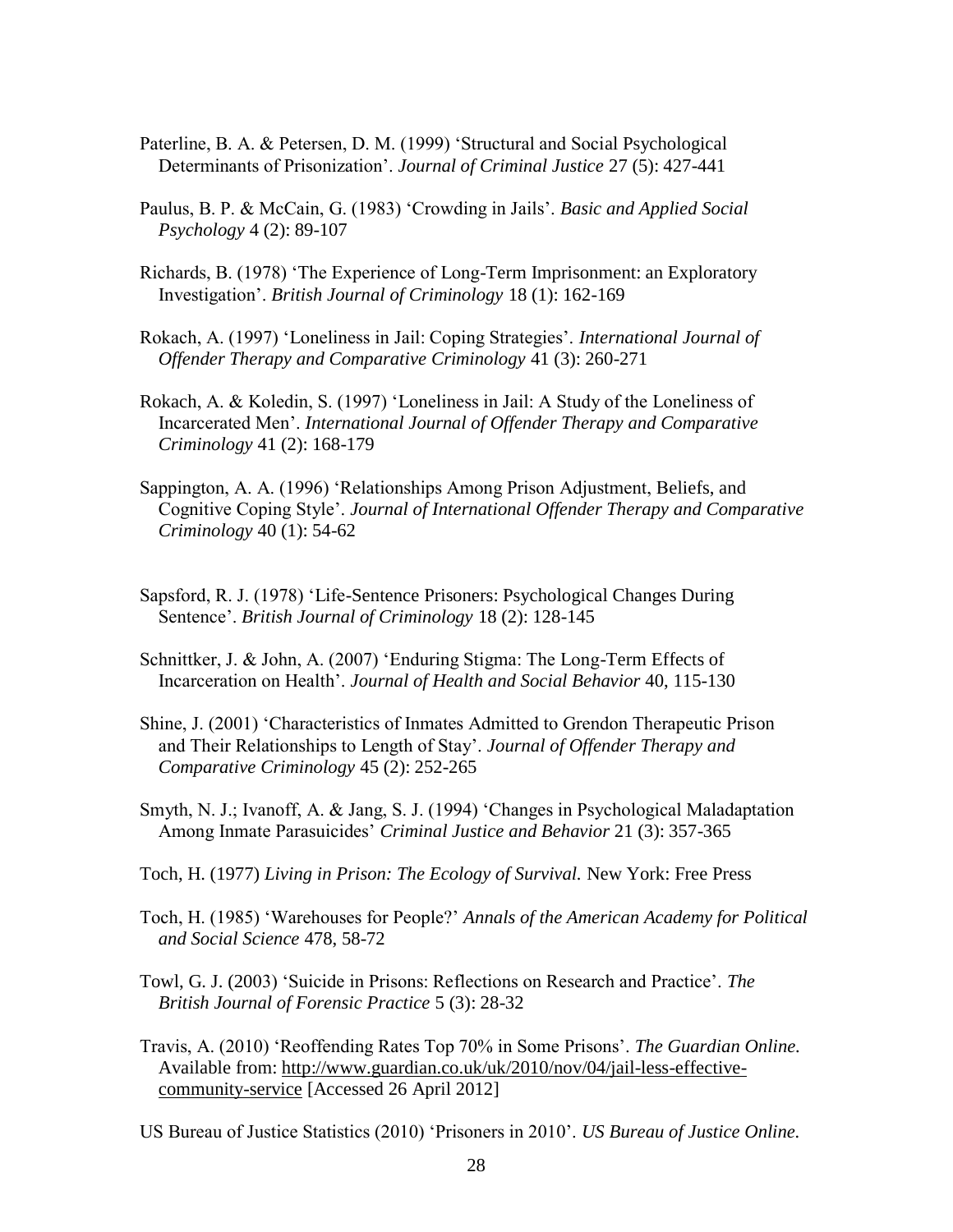Paterline, B. A. & Petersen, D. M. (1999) 'Structural and Social Psychological Determinants of Prisonization'. *Journal of Criminal Justice* 27 (5): 427-441

Paulus, B. P. & McCain, G. (1983) 'Crowding in Jails'. *Basic and Applied Social Psychology* 4 (2): 89-107

Richards, B. (1978) 'The Experience of Long-Term Imprisonment: an Exploratory Investigation'. *British Journal of Criminology* 18 (1): 162-169

Rokach, A. (1997) 'Loneliness in Jail: Coping Strategies'. *International Journal of Offender Therapy and Comparative Criminology* 41 (3): 260-271

Rokach, A. & Koledin, S. (1997) 'Loneliness in Jail: A Study of the Loneliness of Incarcerated Men'. *International Journal of Offender Therapy and Comparative Criminology* 41 (2): 168-179

Sappington, A. A. (1996) 'Relationships Among Prison Adjustment, Beliefs, and Cognitive Coping Style'. *Journal of International Offender Therapy and Comparative Criminology* 40 (1): 54-62

Sapsford, R. J. (1978) 'Life-Sentence Prisoners: Psychological Changes During Sentence'. *British Journal of Criminology* 18 (2): 128-145

Schnittker, J. & John, A. (2007) 'Enduring Stigma: The Long-Term Effects of Incarceration on Health'. *Journal of Health and Social Behavior* 40, 115-130

Shine, J. (2001) 'Characteristics of Inmates Admitted to Grendon Therapeutic Prison and Their Relationships to Length of Stay'. *Journal of Offender Therapy and Comparative Criminology* 45 (2): 252-265

Smyth, N. J.; Ivanoff, A. & Jang, S. J. (1994) 'Changes in Psychological Maladaptation Among Inmate Parasuicides' *Criminal Justice and Behavior* 21 (3): 357-365

Toch, H. (1977) *Living in Prison: The Ecology of Survival.* New York: Free Press

Toch, H. (1985) 'Warehouses for People?' *Annals of the American Academy for Political and Social Science* 478, 58-72

Towl, G. J. (2003) 'Suicide in Prisons: Reflections on Research and Practice'. *The British Journal of Forensic Practice* 5 (3): 28-32

Travis, A. (2010) 'Reoffending Rates Top 70% in Some Prisons'. *The Guardian Online.* Available from: http://www.guardian.co.uk/uk/2010/nov/04/jail-less-effective-community-service [Accessed 26 April 2012]

US Bureau of Justice Statistics (2010) 'Prisoners in 2010'. *US Bureau of Justice Online.*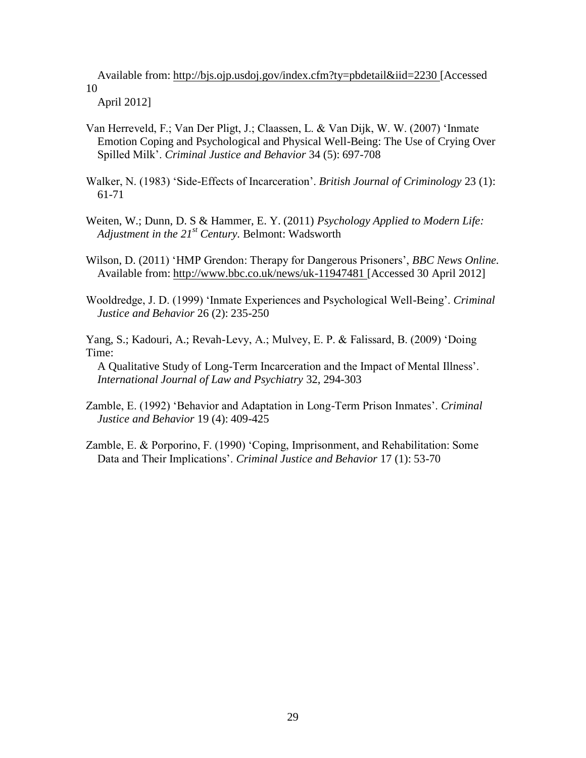Available from: http://bjs.ojp.usdoj.gov/index.cfm?ty=pbdetail&iid=2230 [Accessed 10 April 2012]

Van Herreveld, F.; Van Der Pligt, J.; Claassen, L. & Van Dijk, W. W. (2007) 'Inmate Emotion Coping and Psychological and Physical Well-Being: The Use of Crying Over Spilled Milk'. *Criminal Justice and Behavior* 34 (5): 697-708

Walker, N. (1983) 'Side-Effects of Incarceration'. *British Journal of Criminology* 23 (1): 61-71

Weiten, W.; Dunn, D. S & Hammer, E. Y. (2011) *Psychology Applied to Modern Life: Adjustment in the 21st Century*. Belmont: Wadsworth

Wilson, D. (2011) 'HMP Grendon: Therapy for Dangerous Prisoners', *BBC News Online*. Available from: http://www.bbc.co.uk/news/uk-11947481 [Accessed 30 April 2012]

Wooldredge, J. D. (1999) 'Inmate Experiences and Psychological Well-Being'. *Criminal Justice and Behavior* 26 (2): 235-250

Yang, S.; Kadouri, A.; Revah-Levy, A.; Mulvey, E. P. & Falissard, B. (2009) 'Doing Time: A Qualitative Study of Long-Term Incarceration and the Impact of Mental Illness'. *International Journal of Law and Psychiatry* 32, 294-303

Zamble, E. (1992) 'Behavior and Adaptation in Long-Term Prison Inmates'. *Criminal Justice and Behavior* 19 (4): 409-425

Zamble, E. & Porporino, F. (1990) 'Coping, Imprisonment, and Rehabilitation: Some Data and Their Implications'. *Criminal Justice and Behavior* 17 (1): 53-70